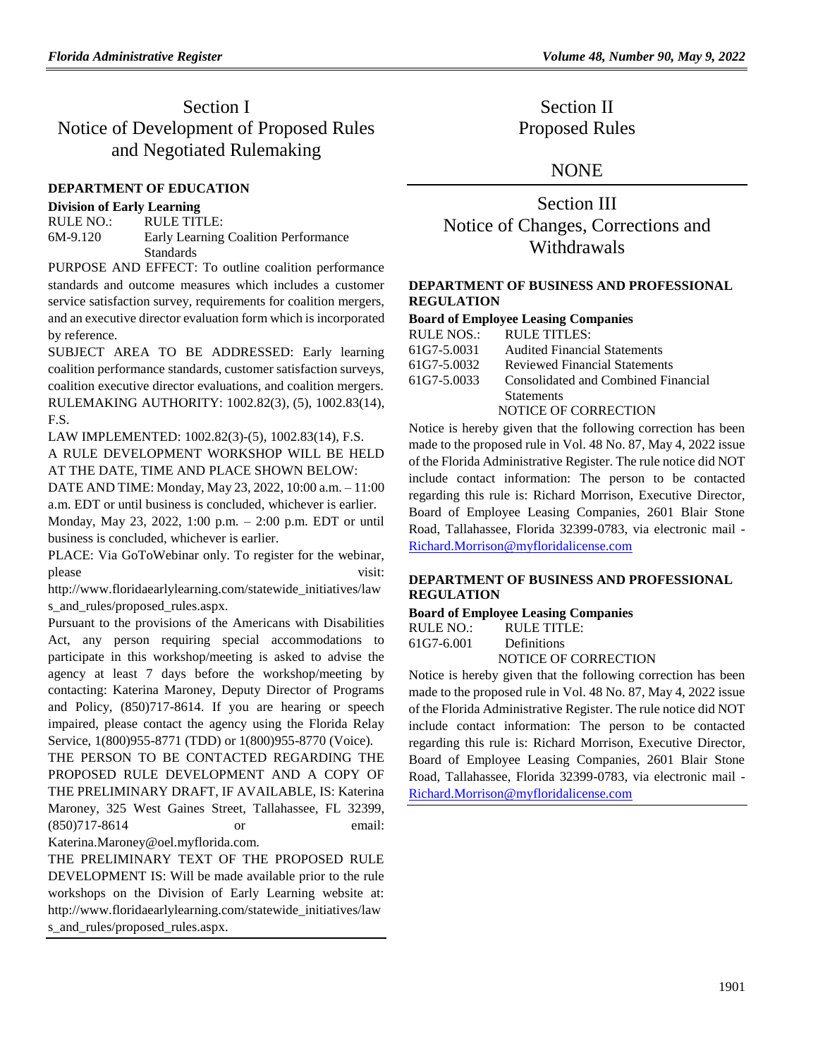# Section I
# Notice of Development of Proposed Rules and Negotiated Rulemaking

### DEPARTMENT OF EDUCATION

**Division of Early Learning**

RULE NO.: RULE TITLE:

6M-9.120 Early Learning Coalition Performance Standards

PURPOSE AND EFFECT: To outline coalition performance standards and outcome measures which includes a customer service satisfaction survey, requirements for coalition mergers, and an executive director evaluation form which is incorporated by reference.

SUBJECT AREA TO BE ADDRESSED: Early learning coalition performance standards, customer satisfaction surveys, coalition executive director evaluations, and coalition mergers.

RULEMAKING AUTHORITY: 1002.82(3), (5), 1002.83(14), F.S.

LAW IMPLEMENTED: 1002.82(3)-(5), 1002.83(14), F.S.

A RULE DEVELOPMENT WORKSHOP WILL BE HELD AT THE DATE, TIME AND PLACE SHOWN BELOW:

DATE AND TIME: Monday, May 23, 2022, 10:00 a.m. – 11:00 a.m. EDT or until business is concluded, whichever is earlier.

Monday, May 23, 2022, 1:00 p.m. – 2:00 p.m. EDT or until business is concluded, whichever is earlier.

PLACE: Via GoToWebinar only. To register for the webinar, please visit: http://www.floridaearlylearning.com/statewide_initiatives/laws_and_rules/proposed_rules.aspx.

Pursuant to the provisions of the Americans with Disabilities Act, any person requiring special accommodations to participate in this workshop/meeting is asked to advise the agency at least 7 days before the workshop/meeting by contacting: Katerina Maroney, Deputy Director of Programs and Policy, (850)717-8614. If you are hearing or speech impaired, please contact the agency using the Florida Relay Service, 1(800)955-8771 (TDD) or 1(800)955-8770 (Voice).

THE PERSON TO BE CONTACTED REGARDING THE PROPOSED RULE DEVELOPMENT AND A COPY OF THE PRELIMINARY DRAFT, IF AVAILABLE, IS: Katerina Maroney, 325 West Gaines Street, Tallahassee, FL 32399, (850)717-8614 or email: Katerina.Maroney@oel.myflorida.com.

THE PRELIMINARY TEXT OF THE PROPOSED RULE DEVELOPMENT IS: Will be made available prior to the rule workshops on the Division of Early Learning website at: http://www.floridaearlylearning.com/statewide_initiatives/laws_and_rules/proposed_rules.aspx.

# Section II
# Proposed Rules

## NONE

# Section III
# Notice of Changes, Corrections and Withdrawals

### DEPARTMENT OF BUSINESS AND PROFESSIONAL REGULATION

**Board of Employee Leasing Companies**

RULE NOS.: RULE TITLES:

61G7-5.0031 Audited Financial Statements

61G7-5.0032 Reviewed Financial Statements

61G7-5.0033 Consolidated and Combined Financial Statements

NOTICE OF CORRECTION

Notice is hereby given that the following correction has been made to the proposed rule in Vol. 48 No. 87, May 4, 2022 issue of the Florida Administrative Register. The rule notice did NOT include contact information: The person to be contacted regarding this rule is: Richard Morrison, Executive Director, Board of Employee Leasing Companies, 2601 Blair Stone Road, Tallahassee, Florida 32399-0783, via electronic mail - Richard.Morrison@myfloridalicense.com

### DEPARTMENT OF BUSINESS AND PROFESSIONAL REGULATION

**Board of Employee Leasing Companies**

RULE NO.: RULE TITLE:

61G7-6.001 Definitions

NOTICE OF CORRECTION

Notice is hereby given that the following correction has been made to the proposed rule in Vol. 48 No. 87, May 4, 2022 issue of the Florida Administrative Register. The rule notice did NOT include contact information: The person to be contacted regarding this rule is: Richard Morrison, Executive Director, Board of Employee Leasing Companies, 2601 Blair Stone Road, Tallahassee, Florida 32399-0783, via electronic mail - Richard.Morrison@myfloridalicense.com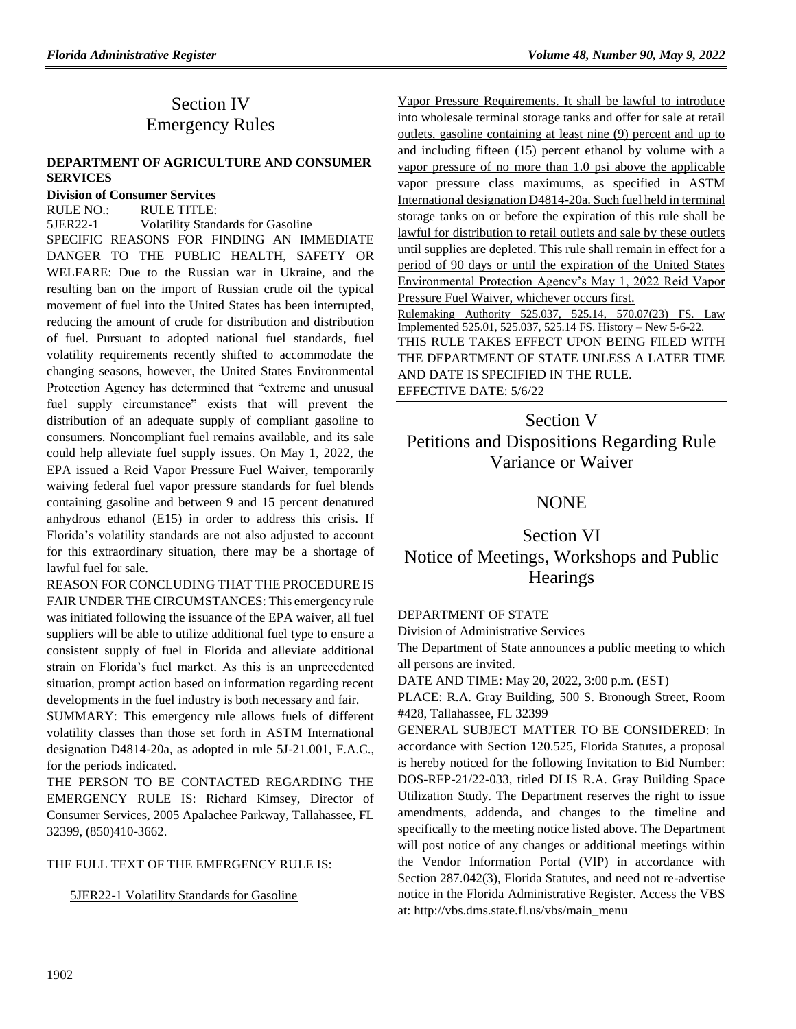# Section IV
# Emergency Rules

**DEPARTMENT OF AGRICULTURE AND CONSUMER SERVICES**

**Division of Consumer Services**

RULE NO.: RULE TITLE:

5JER22-1 Volatility Standards for Gasoline

SPECIFIC REASONS FOR FINDING AN IMMEDIATE DANGER TO THE PUBLIC HEALTH, SAFETY OR WELFARE: Due to the Russian war in Ukraine, and the resulting ban on the import of Russian crude oil the typical movement of fuel into the United States has been interrupted, reducing the amount of crude for distribution and distribution of fuel. Pursuant to adopted national fuel standards, fuel volatility requirements recently shifted to accommodate the changing seasons, however, the United States Environmental Protection Agency has determined that "extreme and unusual fuel supply circumstance" exists that will prevent the distribution of an adequate supply of compliant gasoline to consumers. Noncompliant fuel remains available, and its sale could help alleviate fuel supply issues. On May 1, 2022, the EPA issued a Reid Vapor Pressure Fuel Waiver, temporarily waiving federal fuel vapor pressure standards for fuel blends containing gasoline and between 9 and 15 percent denatured anhydrous ethanol (E15) in order to address this crisis. If Florida's volatility standards are not also adjusted to account for this extraordinary situation, there may be a shortage of lawful fuel for sale.

REASON FOR CONCLUDING THAT THE PROCEDURE IS FAIR UNDER THE CIRCUMSTANCES: This emergency rule was initiated following the issuance of the EPA waiver, all fuel suppliers will be able to utilize additional fuel type to ensure a consistent supply of fuel in Florida and alleviate additional strain on Florida's fuel market. As this is an unprecedented situation, prompt action based on information regarding recent developments in the fuel industry is both necessary and fair.

SUMMARY: This emergency rule allows fuels of different volatility classes than those set forth in ASTM International designation D4814-20a, as adopted in rule 5J-21.001, F.A.C., for the periods indicated.

THE PERSON TO BE CONTACTED REGARDING THE EMERGENCY RULE IS: Richard Kimsey, Director of Consumer Services, 2005 Apalachee Parkway, Tallahassee, FL 32399, (850)410-3662.

THE FULL TEXT OF THE EMERGENCY RULE IS:

5JER22-1 Volatility Standards for Gasoline

Vapor Pressure Requirements. It shall be lawful to introduce into wholesale terminal storage tanks and offer for sale at retail outlets, gasoline containing at least nine (9) percent and up to and including fifteen (15) percent ethanol by volume with a vapor pressure of no more than 1.0 psi above the applicable vapor pressure class maximums, as specified in ASTM International designation D4814-20a. Such fuel held in terminal storage tanks on or before the expiration of this rule shall be lawful for distribution to retail outlets and sale by these outlets until supplies are depleted. This rule shall remain in effect for a period of 90 days or until the expiration of the United States Environmental Protection Agency's May 1, 2022 Reid Vapor Pressure Fuel Waiver, whichever occurs first.

Rulemaking Authority 525.037, 525.14, 570.07(23) FS. Law Implemented 525.01, 525.037, 525.14 FS. History – New 5-6-22.

THIS RULE TAKES EFFECT UPON BEING FILED WITH THE DEPARTMENT OF STATE UNLESS A LATER TIME AND DATE IS SPECIFIED IN THE RULE.

EFFECTIVE DATE: 5/6/22

# Section V
# Petitions and Dispositions Regarding Rule Variance or Waiver

NONE

# Section VI
# Notice of Meetings, Workshops and Public Hearings

DEPARTMENT OF STATE

Division of Administrative Services

The Department of State announces a public meeting to which all persons are invited.

DATE AND TIME: May 20, 2022, 3:00 p.m. (EST)

PLACE: R.A. Gray Building, 500 S. Bronough Street, Room #428, Tallahassee, FL 32399

GENERAL SUBJECT MATTER TO BE CONSIDERED: In accordance with Section 120.525, Florida Statutes, a proposal is hereby noticed for the following Invitation to Bid Number: DOS-RFP-21/22-033, titled DLIS R.A. Gray Building Space Utilization Study. The Department reserves the right to issue amendments, addenda, and changes to the timeline and specifically to the meeting notice listed above. The Department will post notice of any changes or additional meetings within the Vendor Information Portal (VIP) in accordance with Section 287.042(3), Florida Statutes, and need not re-advertise notice in the Florida Administrative Register. Access the VBS at: http://vbs.dms.state.fl.us/vbs/main_menu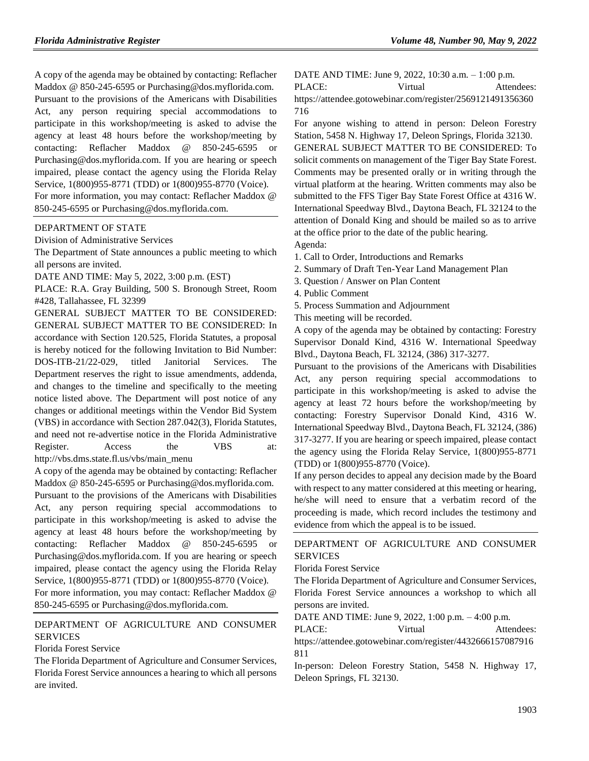A copy of the agenda may be obtained by contacting: Reflacher Maddox @ 850-245-6595 or Purchasing@dos.myflorida.com.

Pursuant to the provisions of the Americans with Disabilities Act, any person requiring special accommodations to participate in this workshop/meeting is asked to advise the agency at least 48 hours before the workshop/meeting by contacting: Reflacher Maddox @ 850-245-6595 or Purchasing@dos.myflorida.com. If you are hearing or speech impaired, please contact the agency using the Florida Relay Service, 1(800)955-8771 (TDD) or 1(800)955-8770 (Voice).

For more information, you may contact: Reflacher Maddox @ 850-245-6595 or Purchasing@dos.myflorida.com.

---

DEPARTMENT OF STATE

Division of Administrative Services

The Department of State announces a public meeting to which all persons are invited.

DATE AND TIME: May 5, 2022, 3:00 p.m. (EST)

PLACE: R.A. Gray Building, 500 S. Bronough Street, Room #428, Tallahassee, FL 32399

GENERAL SUBJECT MATTER TO BE CONSIDERED: GENERAL SUBJECT MATTER TO BE CONSIDERED: In accordance with Section 120.525, Florida Statutes, a proposal is hereby noticed for the following Invitation to Bid Number: DOS-ITB-21/22-029, titled Janitorial Services. The Department reserves the right to issue amendments, addenda, and changes to the timeline and specifically to the meeting notice listed above. The Department will post notice of any changes or additional meetings within the Vendor Bid System (VBS) in accordance with Section 287.042(3), Florida Statutes, and need not re-advertise notice in the Florida Administrative Register. Access the VBS at: http://vbs.dms.state.fl.us/vbs/main_menu

A copy of the agenda may be obtained by contacting: Reflacher Maddox @ 850-245-6595 or Purchasing@dos.myflorida.com.

Pursuant to the provisions of the Americans with Disabilities Act, any person requiring special accommodations to participate in this workshop/meeting is asked to advise the agency at least 48 hours before the workshop/meeting by contacting: Reflacher Maddox @ 850-245-6595 or Purchasing@dos.myflorida.com. If you are hearing or speech impaired, please contact the agency using the Florida Relay Service, 1(800)955-8771 (TDD) or 1(800)955-8770 (Voice).

For more information, you may contact: Reflacher Maddox @ 850-245-6595 or Purchasing@dos.myflorida.com.

---

DEPARTMENT OF AGRICULTURE AND CONSUMER SERVICES

Florida Forest Service

The Florida Department of Agriculture and Consumer Services, Florida Forest Service announces a hearing to which all persons are invited.

DATE AND TIME: June 9, 2022, 10:30 a.m. – 1:00 p.m.

PLACE: Virtual Attendees: https://attendee.gotowebinar.com/register/2569121491356360716

For anyone wishing to attend in person: Deleon Forestry Station, 5458 N. Highway 17, Deleon Springs, Florida 32130.

GENERAL SUBJECT MATTER TO BE CONSIDERED: To solicit comments on management of the Tiger Bay State Forest. Comments may be presented orally or in writing through the virtual platform at the hearing. Written comments may also be submitted to the FFS Tiger Bay State Forest Office at 4316 W. International Speedway Blvd., Daytona Beach, FL 32124 to the attention of Donald King and should be mailed so as to arrive at the office prior to the date of the public hearing.

Agenda:

1. Call to Order, Introductions and Remarks
2. Summary of Draft Ten-Year Land Management Plan
3. Question / Answer on Plan Content
4. Public Comment
5. Process Summation and Adjournment

This meeting will be recorded.

A copy of the agenda may be obtained by contacting: Forestry Supervisor Donald Kind, 4316 W. International Speedway Blvd., Daytona Beach, FL 32124, (386) 317-3277.

Pursuant to the provisions of the Americans with Disabilities Act, any person requiring special accommodations to participate in this workshop/meeting is asked to advise the agency at least 72 hours before the workshop/meeting by contacting: Forestry Supervisor Donald Kind, 4316 W. International Speedway Blvd., Daytona Beach, FL 32124, (386) 317-3277. If you are hearing or speech impaired, please contact the agency using the Florida Relay Service, 1(800)955-8771 (TDD) or 1(800)955-8770 (Voice).

If any person decides to appeal any decision made by the Board with respect to any matter considered at this meeting or hearing, he/she will need to ensure that a verbatim record of the proceeding is made, which record includes the testimony and evidence from which the appeal is to be issued.

---

DEPARTMENT OF AGRICULTURE AND CONSUMER SERVICES

Florida Forest Service

The Florida Department of Agriculture and Consumer Services, Florida Forest Service announces a workshop to which all persons are invited.

DATE AND TIME: June 9, 2022, 1:00 p.m. – 4:00 p.m.

PLACE: Virtual Attendees: https://attendee.gotowebinar.com/register/4432666157087916811

In-person: Deleon Forestry Station, 5458 N. Highway 17, Deleon Springs, FL 32130.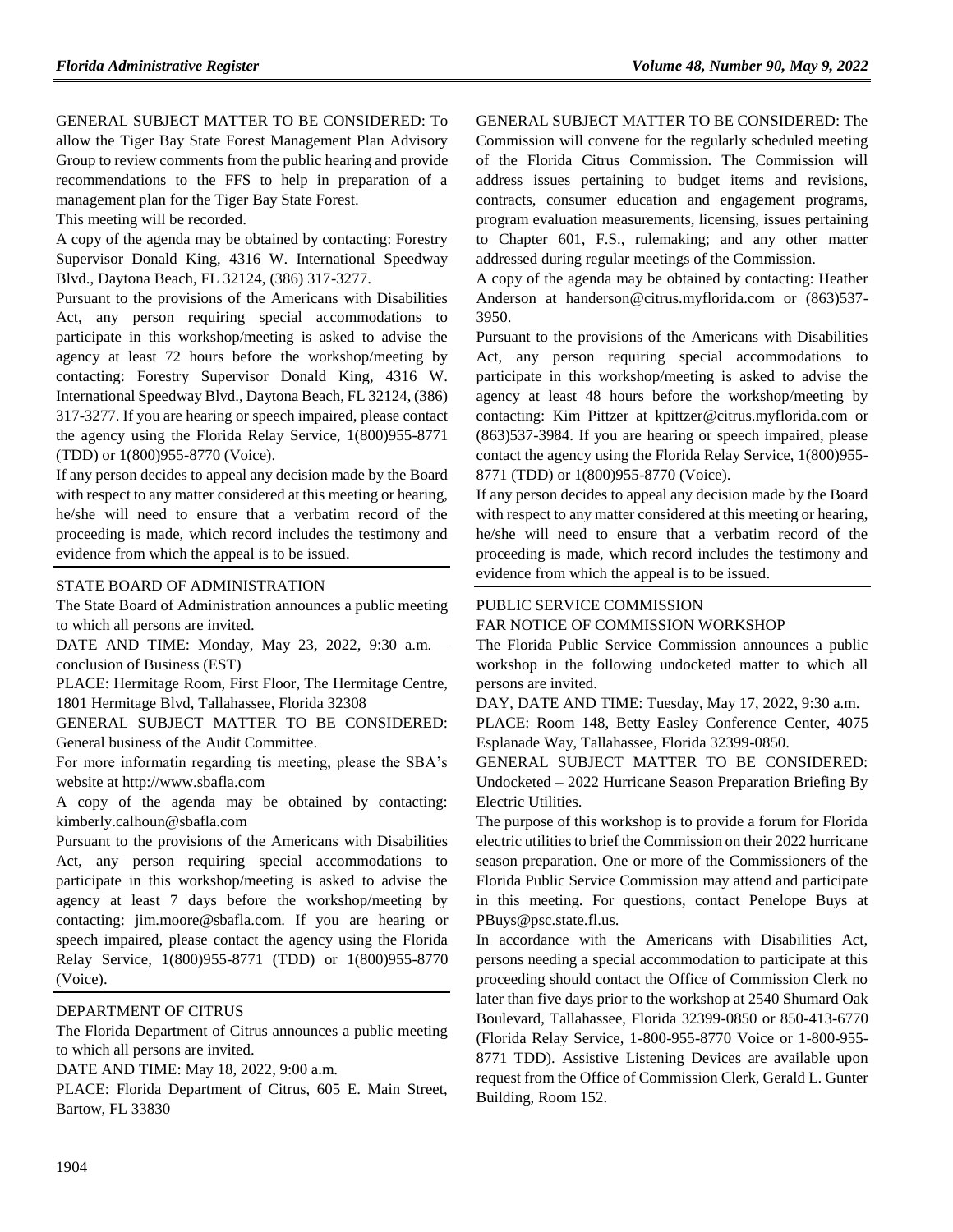GENERAL SUBJECT MATTER TO BE CONSIDERED: To allow the Tiger Bay State Forest Management Plan Advisory Group to review comments from the public hearing and provide recommendations to the FFS to help in preparation of a management plan for the Tiger Bay State Forest.

This meeting will be recorded.

A copy of the agenda may be obtained by contacting: Forestry Supervisor Donald King, 4316 W. International Speedway Blvd., Daytona Beach, FL 32124, (386) 317-3277.

Pursuant to the provisions of the Americans with Disabilities Act, any person requiring special accommodations to participate in this workshop/meeting is asked to advise the agency at least 72 hours before the workshop/meeting by contacting: Forestry Supervisor Donald King, 4316 W. International Speedway Blvd., Daytona Beach, FL 32124, (386) 317-3277. If you are hearing or speech impaired, please contact the agency using the Florida Relay Service, 1(800)955-8771 (TDD) or 1(800)955-8770 (Voice).

If any person decides to appeal any decision made by the Board with respect to any matter considered at this meeting or hearing, he/she will need to ensure that a verbatim record of the proceeding is made, which record includes the testimony and evidence from which the appeal is to be issued.

STATE BOARD OF ADMINISTRATION

The State Board of Administration announces a public meeting to which all persons are invited.

DATE AND TIME: Monday, May 23, 2022, 9:30 a.m. – conclusion of Business (EST)

PLACE: Hermitage Room, First Floor, The Hermitage Centre, 1801 Hermitage Blvd, Tallahassee, Florida 32308

GENERAL SUBJECT MATTER TO BE CONSIDERED: General business of the Audit Committee.

For more informatin regarding tis meeting, please the SBA's website at http://www.sbafla.com

A copy of the agenda may be obtained by contacting: kimberly.calhoun@sbafla.com

Pursuant to the provisions of the Americans with Disabilities Act, any person requiring special accommodations to participate in this workshop/meeting is asked to advise the agency at least 7 days before the workshop/meeting by contacting: jim.moore@sbafla.com. If you are hearing or speech impaired, please contact the agency using the Florida Relay Service, 1(800)955-8771 (TDD) or 1(800)955-8770 (Voice).

DEPARTMENT OF CITRUS

The Florida Department of Citrus announces a public meeting to which all persons are invited.

DATE AND TIME: May 18, 2022, 9:00 a.m.

PLACE: Florida Department of Citrus, 605 E. Main Street, Bartow, FL 33830

GENERAL SUBJECT MATTER TO BE CONSIDERED: The Commission will convene for the regularly scheduled meeting of the Florida Citrus Commission. The Commission will address issues pertaining to budget items and revisions, contracts, consumer education and engagement programs, program evaluation measurements, licensing, issues pertaining to Chapter 601, F.S., rulemaking; and any other matter addressed during regular meetings of the Commission.

A copy of the agenda may be obtained by contacting: Heather Anderson at handerson@citrus.myflorida.com or (863)537-3950.

Pursuant to the provisions of the Americans with Disabilities Act, any person requiring special accommodations to participate in this workshop/meeting is asked to advise the agency at least 48 hours before the workshop/meeting by contacting: Kim Pittzer at kpittzer@citrus.myflorida.com or (863)537-3984. If you are hearing or speech impaired, please contact the agency using the Florida Relay Service, 1(800)955-8771 (TDD) or 1(800)955-8770 (Voice).

If any person decides to appeal any decision made by the Board with respect to any matter considered at this meeting or hearing, he/she will need to ensure that a verbatim record of the proceeding is made, which record includes the testimony and evidence from which the appeal is to be issued.

PUBLIC SERVICE COMMISSION

FAR NOTICE OF COMMISSION WORKSHOP

The Florida Public Service Commission announces a public workshop in the following undocketed matter to which all persons are invited.

DAY, DATE AND TIME: Tuesday, May 17, 2022, 9:30 a.m.

PLACE: Room 148, Betty Easley Conference Center, 4075 Esplanade Way, Tallahassee, Florida 32399-0850.

GENERAL SUBJECT MATTER TO BE CONSIDERED: Undocketed – 2022 Hurricane Season Preparation Briefing By Electric Utilities.

The purpose of this workshop is to provide a forum for Florida electric utilities to brief the Commission on their 2022 hurricane season preparation. One or more of the Commissioners of the Florida Public Service Commission may attend and participate in this meeting. For questions, contact Penelope Buys at PBuys@psc.state.fl.us.

In accordance with the Americans with Disabilities Act, persons needing a special accommodation to participate at this proceeding should contact the Office of Commission Clerk no later than five days prior to the workshop at 2540 Shumard Oak Boulevard, Tallahassee, Florida 32399-0850 or 850-413-6770 (Florida Relay Service, 1-800-955-8770 Voice or 1-800-955-8771 TDD). Assistive Listening Devices are available upon request from the Office of Commission Clerk, Gerald L. Gunter Building, Room 152.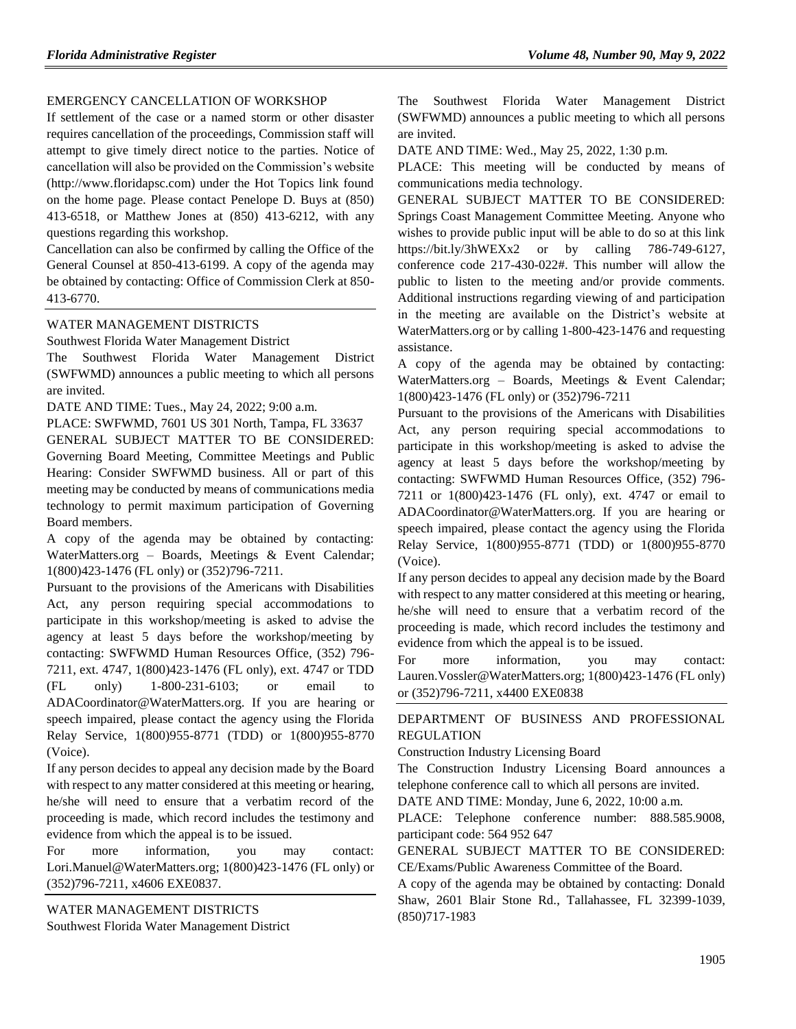EMERGENCY CANCELLATION OF WORKSHOP

If settlement of the case or a named storm or other disaster requires cancellation of the proceedings, Commission staff will attempt to give timely direct notice to the parties. Notice of cancellation will also be provided on the Commission's website (http://www.floridapsc.com) under the Hot Topics link found on the home page. Please contact Penelope D. Buys at (850) 413-6518, or Matthew Jones at (850) 413-6212, with any questions regarding this workshop.

Cancellation can also be confirmed by calling the Office of the General Counsel at 850-413-6199. A copy of the agenda may be obtained by contacting: Office of Commission Clerk at 850-413-6770.

WATER MANAGEMENT DISTRICTS

Southwest Florida Water Management District

The Southwest Florida Water Management District (SWFWMD) announces a public meeting to which all persons are invited.

DATE AND TIME: Tues., May 24, 2022; 9:00 a.m.

PLACE: SWFWMD, 7601 US 301 North, Tampa, FL 33637

GENERAL SUBJECT MATTER TO BE CONSIDERED: Governing Board Meeting, Committee Meetings and Public Hearing: Consider SWFWMD business. All or part of this meeting may be conducted by means of communications media technology to permit maximum participation of Governing Board members.

A copy of the agenda may be obtained by contacting: WaterMatters.org – Boards, Meetings & Event Calendar; 1(800)423-1476 (FL only) or (352)796-7211.

Pursuant to the provisions of the Americans with Disabilities Act, any person requiring special accommodations to participate in this workshop/meeting is asked to advise the agency at least 5 days before the workshop/meeting by contacting: SWFWMD Human Resources Office, (352) 796-7211, ext. 4747, 1(800)423-1476 (FL only), ext. 4747 or TDD (FL only) 1-800-231-6103; or email to ADACoordinator@WaterMatters.org. If you are hearing or speech impaired, please contact the agency using the Florida Relay Service, 1(800)955-8771 (TDD) or 1(800)955-8770 (Voice).

If any person decides to appeal any decision made by the Board with respect to any matter considered at this meeting or hearing, he/she will need to ensure that a verbatim record of the proceeding is made, which record includes the testimony and evidence from which the appeal is to be issued.

For more information, you may contact: Lori.Manuel@WaterMatters.org; 1(800)423-1476 (FL only) or (352)796-7211, x4606 EXE0837.

WATER MANAGEMENT DISTRICTS

Southwest Florida Water Management District

The Southwest Florida Water Management District (SWFWMD) announces a public meeting to which all persons are invited.

DATE AND TIME: Wed., May 25, 2022, 1:30 p.m.

PLACE: This meeting will be conducted by means of communications media technology.

GENERAL SUBJECT MATTER TO BE CONSIDERED: Springs Coast Management Committee Meeting. Anyone who wishes to provide public input will be able to do so at this link https://bit.ly/3hWEXx2 or by calling 786-749-6127, conference code 217-430-022#. This number will allow the public to listen to the meeting and/or provide comments. Additional instructions regarding viewing of and participation in the meeting are available on the District's website at WaterMatters.org or by calling 1-800-423-1476 and requesting assistance.

A copy of the agenda may be obtained by contacting: WaterMatters.org – Boards, Meetings & Event Calendar; 1(800)423-1476 (FL only) or (352)796-7211

Pursuant to the provisions of the Americans with Disabilities Act, any person requiring special accommodations to participate in this workshop/meeting is asked to advise the agency at least 5 days before the workshop/meeting by contacting: SWFWMD Human Resources Office, (352) 796-7211 or 1(800)423-1476 (FL only), ext. 4747 or email to ADACoordinator@WaterMatters.org. If you are hearing or speech impaired, please contact the agency using the Florida Relay Service, 1(800)955-8771 (TDD) or 1(800)955-8770 (Voice).

If any person decides to appeal any decision made by the Board with respect to any matter considered at this meeting or hearing, he/she will need to ensure that a verbatim record of the proceeding is made, which record includes the testimony and evidence from which the appeal is to be issued.

For more information, you may contact: Lauren.Vossler@WaterMatters.org; 1(800)423-1476 (FL only) or (352)796-7211, x4400 EXE0838

DEPARTMENT OF BUSINESS AND PROFESSIONAL REGULATION

Construction Industry Licensing Board

The Construction Industry Licensing Board announces a telephone conference call to which all persons are invited.

DATE AND TIME: Monday, June 6, 2022, 10:00 a.m.

PLACE: Telephone conference number: 888.585.9008, participant code: 564 952 647

GENERAL SUBJECT MATTER TO BE CONSIDERED: CE/Exams/Public Awareness Committee of the Board.

A copy of the agenda may be obtained by contacting: Donald Shaw, 2601 Blair Stone Rd., Tallahassee, FL 32399-1039, (850)717-1983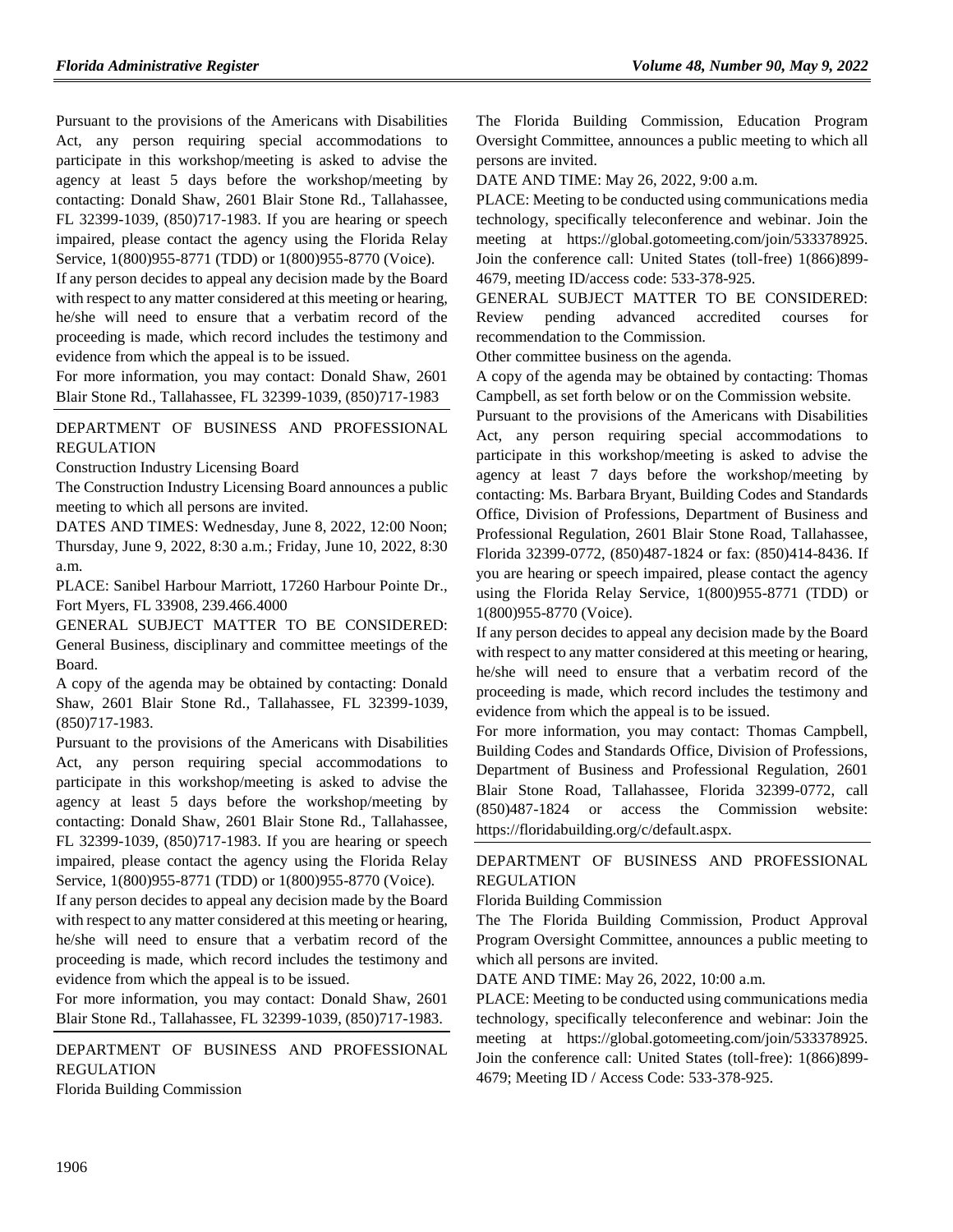Pursuant to the provisions of the Americans with Disabilities Act, any person requiring special accommodations to participate in this workshop/meeting is asked to advise the agency at least 5 days before the workshop/meeting by contacting: Donald Shaw, 2601 Blair Stone Rd., Tallahassee, FL 32399-1039, (850)717-1983. If you are hearing or speech impaired, please contact the agency using the Florida Relay Service, 1(800)955-8771 (TDD) or 1(800)955-8770 (Voice).

If any person decides to appeal any decision made by the Board with respect to any matter considered at this meeting or hearing, he/she will need to ensure that a verbatim record of the proceeding is made, which record includes the testimony and evidence from which the appeal is to be issued.

For more information, you may contact: Donald Shaw, 2601 Blair Stone Rd., Tallahassee, FL 32399-1039, (850)717-1983

---

DEPARTMENT OF BUSINESS AND PROFESSIONAL REGULATION

Construction Industry Licensing Board

The Construction Industry Licensing Board announces a public meeting to which all persons are invited.

DATES AND TIMES: Wednesday, June 8, 2022, 12:00 Noon; Thursday, June 9, 2022, 8:30 a.m.; Friday, June 10, 2022, 8:30 a.m.

PLACE: Sanibel Harbour Marriott, 17260 Harbour Pointe Dr., Fort Myers, FL 33908, 239.466.4000

GENERAL SUBJECT MATTER TO BE CONSIDERED: General Business, disciplinary and committee meetings of the Board.

A copy of the agenda may be obtained by contacting: Donald Shaw, 2601 Blair Stone Rd., Tallahassee, FL 32399-1039, (850)717-1983.

Pursuant to the provisions of the Americans with Disabilities Act, any person requiring special accommodations to participate in this workshop/meeting is asked to advise the agency at least 5 days before the workshop/meeting by contacting: Donald Shaw, 2601 Blair Stone Rd., Tallahassee, FL 32399-1039, (850)717-1983. If you are hearing or speech impaired, please contact the agency using the Florida Relay Service, 1(800)955-8771 (TDD) or 1(800)955-8770 (Voice).

If any person decides to appeal any decision made by the Board with respect to any matter considered at this meeting or hearing, he/she will need to ensure that a verbatim record of the proceeding is made, which record includes the testimony and evidence from which the appeal is to be issued.

For more information, you may contact: Donald Shaw, 2601 Blair Stone Rd., Tallahassee, FL 32399-1039, (850)717-1983.

---

DEPARTMENT OF BUSINESS AND PROFESSIONAL REGULATION

Florida Building Commission

The Florida Building Commission, Education Program Oversight Committee, announces a public meeting to which all persons are invited.

DATE AND TIME: May 26, 2022, 9:00 a.m.

PLACE: Meeting to be conducted using communications media technology, specifically teleconference and webinar. Join the meeting at https://global.gotomeeting.com/join/533378925. Join the conference call: United States (toll-free) 1(866)899-4679, meeting ID/access code: 533-378-925.

GENERAL SUBJECT MATTER TO BE CONSIDERED: Review pending advanced accredited courses for recommendation to the Commission.

Other committee business on the agenda.

A copy of the agenda may be obtained by contacting: Thomas Campbell, as set forth below or on the Commission website.

Pursuant to the provisions of the Americans with Disabilities Act, any person requiring special accommodations to participate in this workshop/meeting is asked to advise the agency at least 7 days before the workshop/meeting by contacting: Ms. Barbara Bryant, Building Codes and Standards Office, Division of Professions, Department of Business and Professional Regulation, 2601 Blair Stone Road, Tallahassee, Florida 32399-0772, (850)487-1824 or fax: (850)414-8436. If you are hearing or speech impaired, please contact the agency using the Florida Relay Service, 1(800)955-8771 (TDD) or 1(800)955-8770 (Voice).

If any person decides to appeal any decision made by the Board with respect to any matter considered at this meeting or hearing, he/she will need to ensure that a verbatim record of the proceeding is made, which record includes the testimony and evidence from which the appeal is to be issued.

For more information, you may contact: Thomas Campbell, Building Codes and Standards Office, Division of Professions, Department of Business and Professional Regulation, 2601 Blair Stone Road, Tallahassee, Florida 32399-0772, call (850)487-1824 or access the Commission website: https://floridabuilding.org/c/default.aspx.

---

DEPARTMENT OF BUSINESS AND PROFESSIONAL REGULATION

Florida Building Commission

The The Florida Building Commission, Product Approval Program Oversight Committee, announces a public meeting to which all persons are invited.

DATE AND TIME: May 26, 2022, 10:00 a.m.

PLACE: Meeting to be conducted using communications media technology, specifically teleconference and webinar: Join the meeting at https://global.gotomeeting.com/join/533378925. Join the conference call: United States (toll-free): 1(866)899-4679; Meeting ID / Access Code: 533-378-925.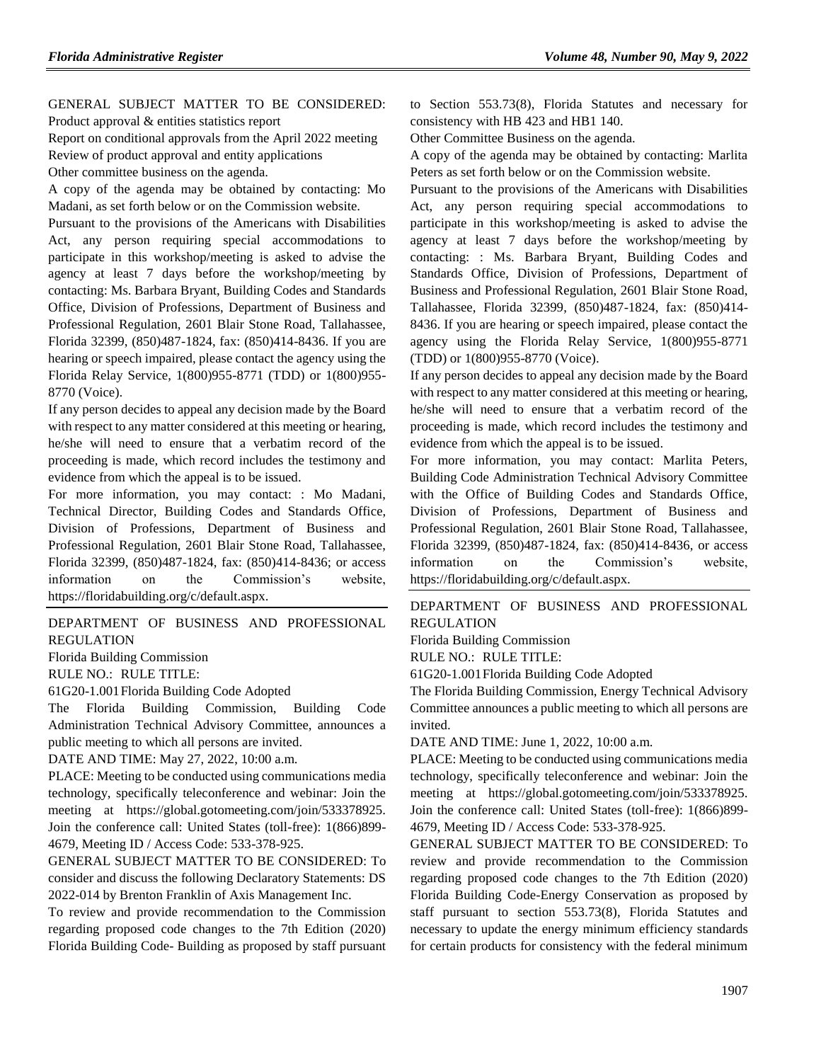GENERAL SUBJECT MATTER TO BE CONSIDERED: Product approval & entities statistics report

Report on conditional approvals from the April 2022 meeting

Review of product approval and entity applications

Other committee business on the agenda.

A copy of the agenda may be obtained by contacting: Mo Madani, as set forth below or on the Commission website.

Pursuant to the provisions of the Americans with Disabilities Act, any person requiring special accommodations to participate in this workshop/meeting is asked to advise the agency at least 7 days before the workshop/meeting by contacting: Ms. Barbara Bryant, Building Codes and Standards Office, Division of Professions, Department of Business and Professional Regulation, 2601 Blair Stone Road, Tallahassee, Florida 32399, (850)487-1824, fax: (850)414-8436. If you are hearing or speech impaired, please contact the agency using the Florida Relay Service, 1(800)955-8771 (TDD) or 1(800)955-8770 (Voice).

If any person decides to appeal any decision made by the Board with respect to any matter considered at this meeting or hearing, he/she will need to ensure that a verbatim record of the proceeding is made, which record includes the testimony and evidence from which the appeal is to be issued.

For more information, you may contact: : Mo Madani, Technical Director, Building Codes and Standards Office, Division of Professions, Department of Business and Professional Regulation, 2601 Blair Stone Road, Tallahassee, Florida 32399, (850)487-1824, fax: (850)414-8436; or access information on the Commission's website, https://floridabuilding.org/c/default.aspx.

DEPARTMENT OF BUSINESS AND PROFESSIONAL REGULATION

Florida Building Commission

RULE NO.: RULE TITLE:

61G20-1.001 Florida Building Code Adopted

The Florida Building Commission, Building Code Administration Technical Advisory Committee, announces a public meeting to which all persons are invited.

DATE AND TIME: May 27, 2022, 10:00 a.m.

PLACE: Meeting to be conducted using communications media technology, specifically teleconference and webinar: Join the meeting at https://global.gotomeeting.com/join/533378925. Join the conference call: United States (toll-free): 1(866)899-4679, Meeting ID / Access Code: 533-378-925.

GENERAL SUBJECT MATTER TO BE CONSIDERED: To consider and discuss the following Declaratory Statements: DS 2022-014 by Brenton Franklin of Axis Management Inc.

To review and provide recommendation to the Commission regarding proposed code changes to the 7th Edition (2020) Florida Building Code- Building as proposed by staff pursuant to Section 553.73(8), Florida Statutes and necessary for consistency with HB 423 and HB1 140.

Other Committee Business on the agenda.

A copy of the agenda may be obtained by contacting: Marlita Peters as set forth below or on the Commission website.

Pursuant to the provisions of the Americans with Disabilities Act, any person requiring special accommodations to participate in this workshop/meeting is asked to advise the agency at least 7 days before the workshop/meeting by contacting: : Ms. Barbara Bryant, Building Codes and Standards Office, Division of Professions, Department of Business and Professional Regulation, 2601 Blair Stone Road, Tallahassee, Florida 32399, (850)487-1824, fax: (850)414-8436. If you are hearing or speech impaired, please contact the agency using the Florida Relay Service, 1(800)955-8771 (TDD) or 1(800)955-8770 (Voice).

If any person decides to appeal any decision made by the Board with respect to any matter considered at this meeting or hearing, he/she will need to ensure that a verbatim record of the proceeding is made, which record includes the testimony and evidence from which the appeal is to be issued.

For more information, you may contact: Marlita Peters, Building Code Administration Technical Advisory Committee with the Office of Building Codes and Standards Office, Division of Professions, Department of Business and Professional Regulation, 2601 Blair Stone Road, Tallahassee, Florida 32399, (850)487-1824, fax: (850)414-8436, or access information on the Commission's website, https://floridabuilding.org/c/default.aspx.

DEPARTMENT OF BUSINESS AND PROFESSIONAL REGULATION

Florida Building Commission

RULE NO.: RULE TITLE:

61G20-1.001 Florida Building Code Adopted

The Florida Building Commission, Energy Technical Advisory Committee announces a public meeting to which all persons are invited.

DATE AND TIME: June 1, 2022, 10:00 a.m.

PLACE: Meeting to be conducted using communications media technology, specifically teleconference and webinar: Join the meeting at https://global.gotomeeting.com/join/533378925. Join the conference call: United States (toll-free): 1(866)899-4679, Meeting ID / Access Code: 533-378-925.

GENERAL SUBJECT MATTER TO BE CONSIDERED: To review and provide recommendation to the Commission regarding proposed code changes to the 7th Edition (2020) Florida Building Code-Energy Conservation as proposed by staff pursuant to section 553.73(8), Florida Statutes and necessary to update the energy minimum efficiency standards for certain products for consistency with the federal minimum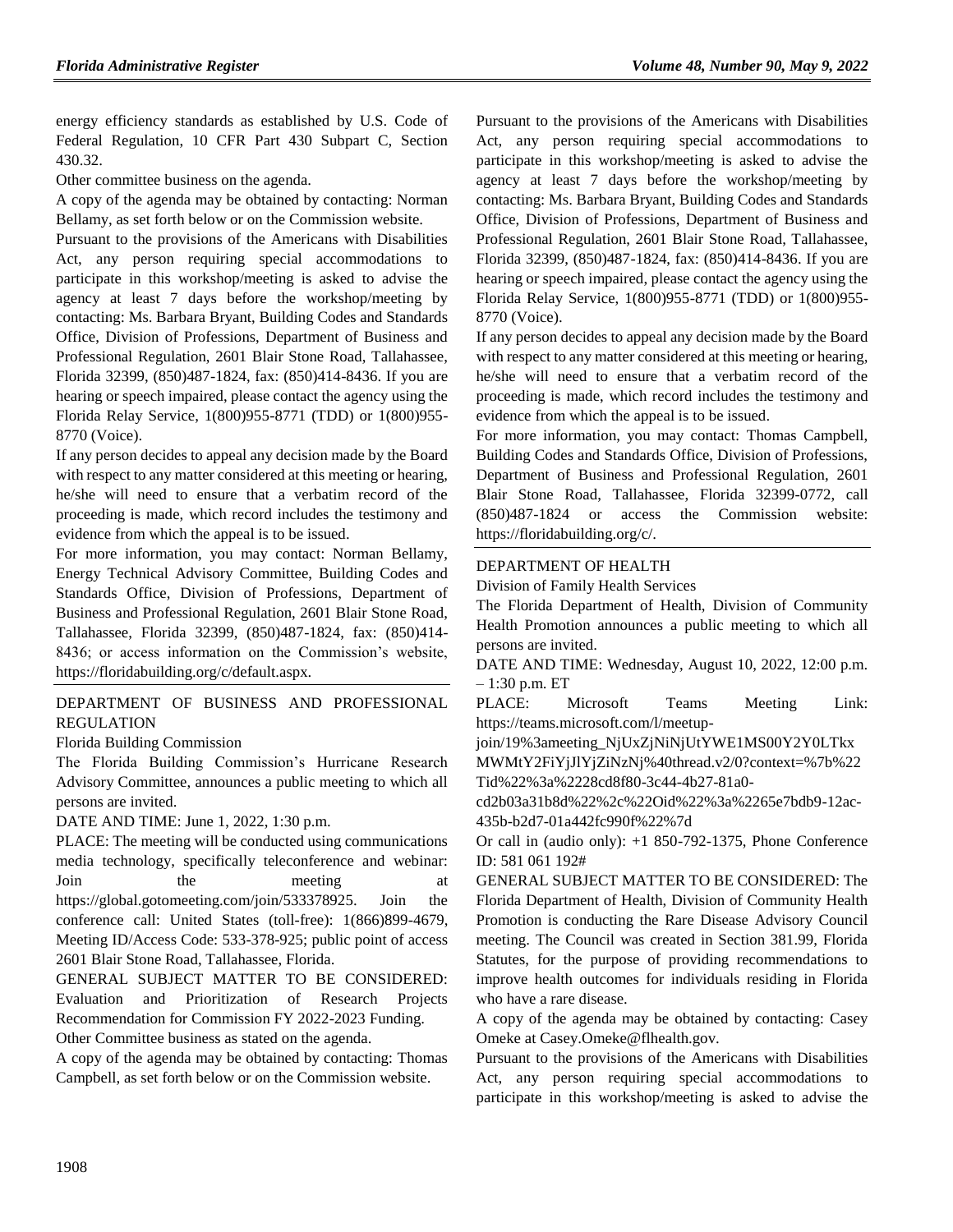energy efficiency standards as established by U.S. Code of Federal Regulation, 10 CFR Part 430 Subpart C, Section 430.32.

Other committee business on the agenda.

A copy of the agenda may be obtained by contacting: Norman Bellamy, as set forth below or on the Commission website.

Pursuant to the provisions of the Americans with Disabilities Act, any person requiring special accommodations to participate in this workshop/meeting is asked to advise the agency at least 7 days before the workshop/meeting by contacting: Ms. Barbara Bryant, Building Codes and Standards Office, Division of Professions, Department of Business and Professional Regulation, 2601 Blair Stone Road, Tallahassee, Florida 32399, (850)487-1824, fax: (850)414-8436. If you are hearing or speech impaired, please contact the agency using the Florida Relay Service, 1(800)955-8771 (TDD) or 1(800)955-8770 (Voice).

If any person decides to appeal any decision made by the Board with respect to any matter considered at this meeting or hearing, he/she will need to ensure that a verbatim record of the proceeding is made, which record includes the testimony and evidence from which the appeal is to be issued.

For more information, you may contact: Norman Bellamy, Energy Technical Advisory Committee, Building Codes and Standards Office, Division of Professions, Department of Business and Professional Regulation, 2601 Blair Stone Road, Tallahassee, Florida 32399, (850)487-1824, fax: (850)414-8436; or access information on the Commission's website, https://floridabuilding.org/c/default.aspx.

## DEPARTMENT OF BUSINESS AND PROFESSIONAL REGULATION

Florida Building Commission

The Florida Building Commission's Hurricane Research Advisory Committee, announces a public meeting to which all persons are invited.

DATE AND TIME: June 1, 2022, 1:30 p.m.

PLACE: The meeting will be conducted using communications media technology, specifically teleconference and webinar: Join the meeting at https://global.gotomeeting.com/join/533378925. Join the conference call: United States (toll-free): 1(866)899-4679, Meeting ID/Access Code: 533-378-925; public point of access 2601 Blair Stone Road, Tallahassee, Florida.

GENERAL SUBJECT MATTER TO BE CONSIDERED: Evaluation and Prioritization of Research Projects Recommendation for Commission FY 2022-2023 Funding.

Other Committee business as stated on the agenda.

A copy of the agenda may be obtained by contacting: Thomas Campbell, as set forth below or on the Commission website.

Pursuant to the provisions of the Americans with Disabilities Act, any person requiring special accommodations to participate in this workshop/meeting is asked to advise the agency at least 7 days before the workshop/meeting by contacting: Ms. Barbara Bryant, Building Codes and Standards Office, Division of Professions, Department of Business and Professional Regulation, 2601 Blair Stone Road, Tallahassee, Florida 32399, (850)487-1824, fax: (850)414-8436. If you are hearing or speech impaired, please contact the agency using the Florida Relay Service, 1(800)955-8771 (TDD) or 1(800)955-8770 (Voice).

If any person decides to appeal any decision made by the Board with respect to any matter considered at this meeting or hearing, he/she will need to ensure that a verbatim record of the proceeding is made, which record includes the testimony and evidence from which the appeal is to be issued.

For more information, you may contact: Thomas Campbell, Building Codes and Standards Office, Division of Professions, Department of Business and Professional Regulation, 2601 Blair Stone Road, Tallahassee, Florida 32399-0772, call (850)487-1824 or access the Commission website: https://floridabuilding.org/c/.

## DEPARTMENT OF HEALTH

Division of Family Health Services

The Florida Department of Health, Division of Community Health Promotion announces a public meeting to which all persons are invited.

DATE AND TIME: Wednesday, August 10, 2022, 12:00 p.m. – 1:30 p.m. ET

PLACE: Microsoft Teams Meeting Link: https://teams.microsoft.com/l/meetup-join/19%3ameeting_NjUxZjNiNjUtYWE1MS00Y2Y0LTkxMWMtY2FiYjJlYjZiNzNj%40thread.v2/0?context=%7b%22Tid%22%3a%2228cd8f80-3c44-4b27-81a0-cd2b03a31b8d%22%2c%22Oid%22%3a%2265e7bdb9-12ac-435b-b2d7-01a442fc990f%22%7d

Or call in (audio only): +1 850-792-1375, Phone Conference ID: 581 061 192#

GENERAL SUBJECT MATTER TO BE CONSIDERED: The Florida Department of Health, Division of Community Health Promotion is conducting the Rare Disease Advisory Council meeting. The Council was created in Section 381.99, Florida Statutes, for the purpose of providing recommendations to improve health outcomes for individuals residing in Florida who have a rare disease.

A copy of the agenda may be obtained by contacting: Casey Omeke at Casey.Omeke@flhealth.gov.

Pursuant to the provisions of the Americans with Disabilities Act, any person requiring special accommodations to participate in this workshop/meeting is asked to advise the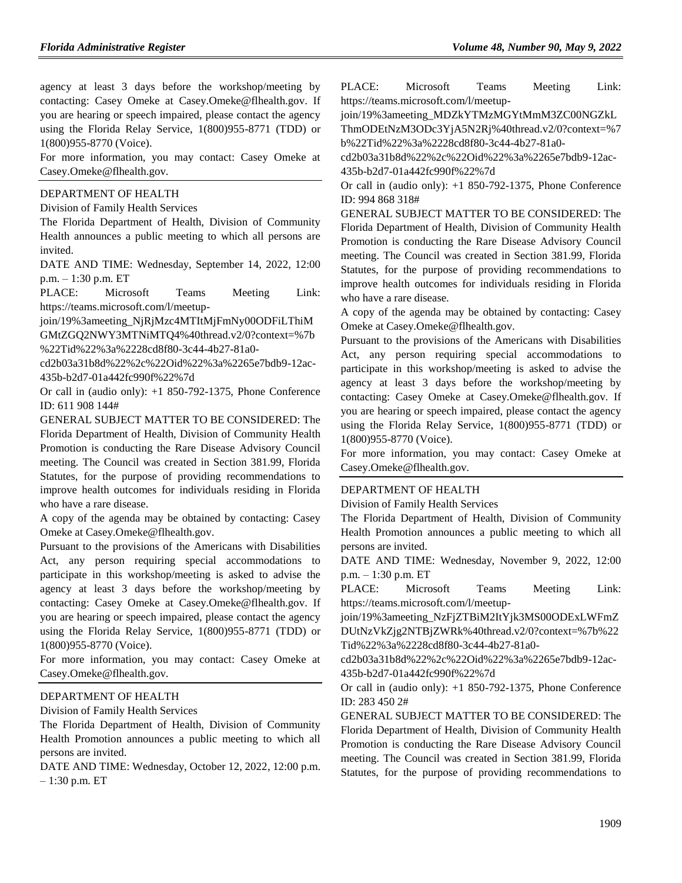agency at least 3 days before the workshop/meeting by contacting: Casey Omeke at Casey.Omeke@flhealth.gov. If you are hearing or speech impaired, please contact the agency using the Florida Relay Service, 1(800)955-8771 (TDD) or 1(800)955-8770 (Voice).

For more information, you may contact: Casey Omeke at Casey.Omeke@flhealth.gov.

DEPARTMENT OF HEALTH

Division of Family Health Services

The Florida Department of Health, Division of Community Health announces a public meeting to which all persons are invited.

DATE AND TIME: Wednesday, September 14, 2022, 12:00 p.m. – 1:30 p.m. ET

PLACE: Microsoft Teams Meeting Link: https://teams.microsoft.com/l/meetup-join/19%3ameeting_NjRjMzc4MTItMjFmNy00ODFiLThiMGMtZGQ2NWY3MTNiMTQ4%40thread.v2/0?context=%7b%22Tid%22%3a%2228cd8f80-3c44-4b27-81a0-cd2b03a31b8d%22%2c%22Oid%22%3a%2265e7bdb9-12ac-435b-b2d7-01a442fc990f%22%7d

Or call in (audio only): +1 850-792-1375, Phone Conference ID: 611 908 144#

GENERAL SUBJECT MATTER TO BE CONSIDERED: The Florida Department of Health, Division of Community Health Promotion is conducting the Rare Disease Advisory Council meeting. The Council was created in Section 381.99, Florida Statutes, for the purpose of providing recommendations to improve health outcomes for individuals residing in Florida who have a rare disease.

A copy of the agenda may be obtained by contacting: Casey Omeke at Casey.Omeke@flhealth.gov.

Pursuant to the provisions of the Americans with Disabilities Act, any person requiring special accommodations to participate in this workshop/meeting is asked to advise the agency at least 3 days before the workshop/meeting by contacting: Casey Omeke at Casey.Omeke@flhealth.gov. If you are hearing or speech impaired, please contact the agency using the Florida Relay Service, 1(800)955-8771 (TDD) or 1(800)955-8770 (Voice).

For more information, you may contact: Casey Omeke at Casey.Omeke@flhealth.gov.

DEPARTMENT OF HEALTH

Division of Family Health Services

The Florida Department of Health, Division of Community Health Promotion announces a public meeting to which all persons are invited.

DATE AND TIME: Wednesday, October 12, 2022, 12:00 p.m. – 1:30 p.m. ET

PLACE: Microsoft Teams Meeting Link: https://teams.microsoft.com/l/meetup-join/19%3ameeting_MDZkYTMzMGYtMmM3ZC00NGZkLThmODEtNzM3ODc3YjA5N2Rj%40thread.v2/0?context=%7b%22Tid%22%3a%2228cd8f80-3c44-4b27-81a0-cd2b03a31b8d%22%2c%22Oid%22%3a%2265e7bdb9-12ac-435b-b2d7-01a442fc990f%22%7d

Or call in (audio only): +1 850-792-1375, Phone Conference ID: 994 868 318#

GENERAL SUBJECT MATTER TO BE CONSIDERED: The Florida Department of Health, Division of Community Health Promotion is conducting the Rare Disease Advisory Council meeting. The Council was created in Section 381.99, Florida Statutes, for the purpose of providing recommendations to improve health outcomes for individuals residing in Florida who have a rare disease.

A copy of the agenda may be obtained by contacting: Casey Omeke at Casey.Omeke@flhealth.gov.

Pursuant to the provisions of the Americans with Disabilities Act, any person requiring special accommodations to participate in this workshop/meeting is asked to advise the agency at least 3 days before the workshop/meeting by contacting: Casey Omeke at Casey.Omeke@flhealth.gov. If you are hearing or speech impaired, please contact the agency using the Florida Relay Service, 1(800)955-8771 (TDD) or 1(800)955-8770 (Voice).

For more information, you may contact: Casey Omeke at Casey.Omeke@flhealth.gov.

DEPARTMENT OF HEALTH

Division of Family Health Services

The Florida Department of Health, Division of Community Health Promotion announces a public meeting to which all persons are invited.

DATE AND TIME: Wednesday, November 9, 2022, 12:00 p.m. – 1:30 p.m. ET

PLACE: Microsoft Teams Meeting Link: https://teams.microsoft.com/l/meetup-join/19%3ameeting_NzFjZTBiM2ItYjk3MS00ODExLWFmZDUtNzVkZjg2NTBjZWRk%40thread.v2/0?context=%7b%22Tid%22%3a%2228cd8f80-3c44-4b27-81a0-cd2b03a31b8d%22%2c%22Oid%22%3a%2265e7bdb9-12ac-435b-b2d7-01a442fc990f%22%7d

Or call in (audio only): +1 850-792-1375, Phone Conference ID: 283 450 2#

GENERAL SUBJECT MATTER TO BE CONSIDERED: The Florida Department of Health, Division of Community Health Promotion is conducting the Rare Disease Advisory Council meeting. The Council was created in Section 381.99, Florida Statutes, for the purpose of providing recommendations to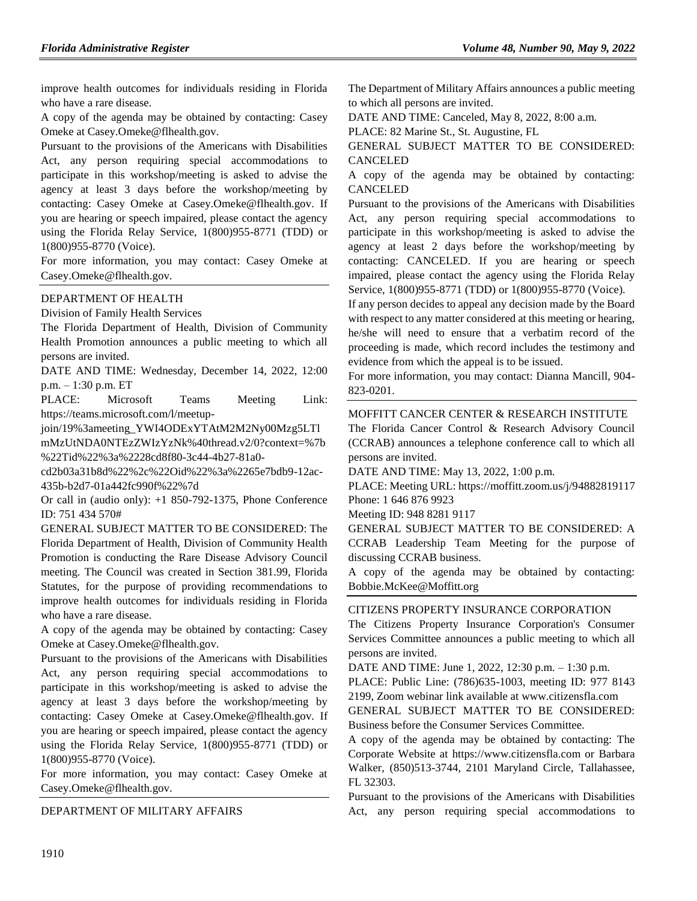improve health outcomes for individuals residing in Florida who have a rare disease.

A copy of the agenda may be obtained by contacting: Casey Omeke at Casey.Omeke@flhealth.gov.

Pursuant to the provisions of the Americans with Disabilities Act, any person requiring special accommodations to participate in this workshop/meeting is asked to advise the agency at least 3 days before the workshop/meeting by contacting: Casey Omeke at Casey.Omeke@flhealth.gov. If you are hearing or speech impaired, please contact the agency using the Florida Relay Service, 1(800)955-8771 (TDD) or 1(800)955-8770 (Voice).

For more information, you may contact: Casey Omeke at Casey.Omeke@flhealth.gov.

DEPARTMENT OF HEALTH

Division of Family Health Services

The Florida Department of Health, Division of Community Health Promotion announces a public meeting to which all persons are invited.

DATE AND TIME: Wednesday, December 14, 2022, 12:00 p.m. – 1:30 p.m. ET

PLACE: Microsoft Teams Meeting Link: https://teams.microsoft.com/l/meetup-join/19%3ameeting_YWI4ODExYTAtM2M2Ny00Mzg5LTlmMzUtNDA0NTEzZWIzYzNk%40thread.v2/0?context=%7b%22Tid%22%3a%2228cd8f80-3c44-4b27-81a0-cd2b03a31b8d%22%2c%22Oid%22%3a%2265e7bdb9-12ac-435b-b2d7-01a442fc990f%22%7d

Or call in (audio only): +1 850-792-1375, Phone Conference ID: 751 434 570#

GENERAL SUBJECT MATTER TO BE CONSIDERED: The Florida Department of Health, Division of Community Health Promotion is conducting the Rare Disease Advisory Council meeting. The Council was created in Section 381.99, Florida Statutes, for the purpose of providing recommendations to improve health outcomes for individuals residing in Florida who have a rare disease.

A copy of the agenda may be obtained by contacting: Casey Omeke at Casey.Omeke@flhealth.gov.

Pursuant to the provisions of the Americans with Disabilities Act, any person requiring special accommodations to participate in this workshop/meeting is asked to advise the agency at least 3 days before the workshop/meeting by contacting: Casey Omeke at Casey.Omeke@flhealth.gov. If you are hearing or speech impaired, please contact the agency using the Florida Relay Service, 1(800)955-8771 (TDD) or 1(800)955-8770 (Voice).

For more information, you may contact: Casey Omeke at Casey.Omeke@flhealth.gov.

DEPARTMENT OF MILITARY AFFAIRS

The Department of Military Affairs announces a public meeting to which all persons are invited.

DATE AND TIME: Canceled, May 8, 2022, 8:00 a.m.

PLACE: 82 Marine St., St. Augustine, FL

GENERAL SUBJECT MATTER TO BE CONSIDERED: CANCELED

A copy of the agenda may be obtained by contacting: CANCELED

Pursuant to the provisions of the Americans with Disabilities Act, any person requiring special accommodations to participate in this workshop/meeting is asked to advise the agency at least 2 days before the workshop/meeting by contacting: CANCELED. If you are hearing or speech impaired, please contact the agency using the Florida Relay Service, 1(800)955-8771 (TDD) or 1(800)955-8770 (Voice).

If any person decides to appeal any decision made by the Board with respect to any matter considered at this meeting or hearing, he/she will need to ensure that a verbatim record of the proceeding is made, which record includes the testimony and evidence from which the appeal is to be issued.

For more information, you may contact: Dianna Mancill, 904-823-0201.

MOFFITT CANCER CENTER & RESEARCH INSTITUTE

The Florida Cancer Control & Research Advisory Council (CCRAB) announces a telephone conference call to which all persons are invited.

DATE AND TIME: May 13, 2022, 1:00 p.m.

PLACE: Meeting URL: https://moffitt.zoom.us/j/94882819117 Phone: 1 646 876 9923

Meeting ID: 948 8281 9117

GENERAL SUBJECT MATTER TO BE CONSIDERED: A CCRAB Leadership Team Meeting for the purpose of discussing CCRAB business.

A copy of the agenda may be obtained by contacting: Bobbie.McKee@Moffitt.org

CITIZENS PROPERTY INSURANCE CORPORATION

The Citizens Property Insurance Corporation's Consumer Services Committee announces a public meeting to which all persons are invited.

DATE AND TIME: June 1, 2022, 12:30 p.m. – 1:30 p.m.

PLACE: Public Line: (786)635-1003, meeting ID: 977 8143 2199, Zoom webinar link available at www.citizensfla.com

GENERAL SUBJECT MATTER TO BE CONSIDERED: Business before the Consumer Services Committee.

A copy of the agenda may be obtained by contacting: The Corporate Website at https://www.citizensfla.com or Barbara Walker, (850)513-3744, 2101 Maryland Circle, Tallahassee, FL 32303.

Pursuant to the provisions of the Americans with Disabilities Act, any person requiring special accommodations to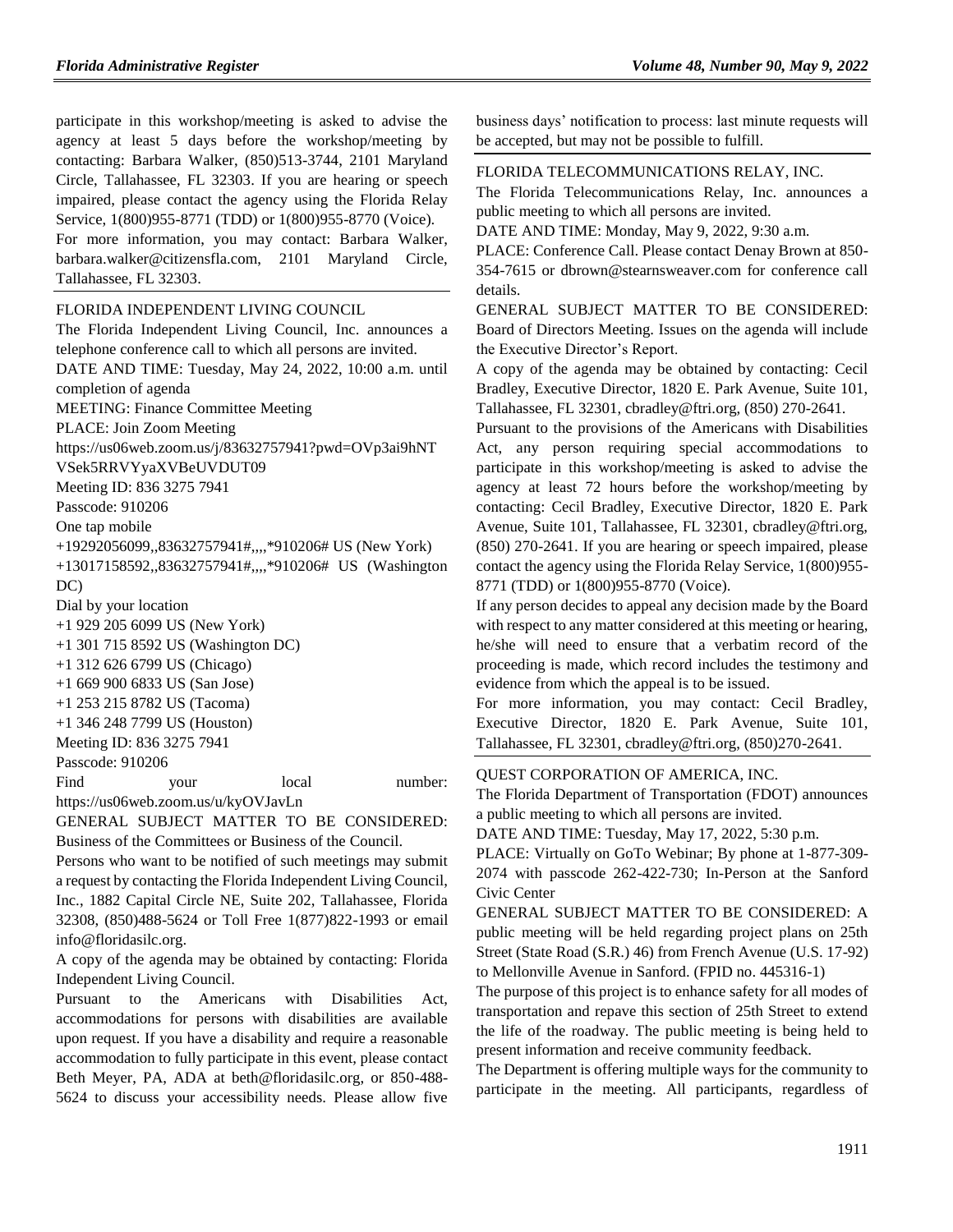participate in this workshop/meeting is asked to advise the agency at least 5 days before the workshop/meeting by contacting: Barbara Walker, (850)513-3744, 2101 Maryland Circle, Tallahassee, FL 32303. If you are hearing or speech impaired, please contact the agency using the Florida Relay Service, 1(800)955-8771 (TDD) or 1(800)955-8770 (Voice).

For more information, you may contact: Barbara Walker, barbara.walker@citizensfla.com, 2101 Maryland Circle, Tallahassee, FL 32303.

FLORIDA INDEPENDENT LIVING COUNCIL

The Florida Independent Living Council, Inc. announces a telephone conference call to which all persons are invited.

DATE AND TIME: Tuesday, May 24, 2022, 10:00 a.m. until completion of agenda

MEETING: Finance Committee Meeting

PLACE: Join Zoom Meeting

https://us06web.zoom.us/j/83632757941?pwd=OVp3ai9hNTVSek5RRVYyaXVBeUVDUT09

Meeting ID: 836 3275 7941

Passcode: 910206

One tap mobile

+19292056099,,83632757941#,,,,*910206# US (New York)

+13017158592,,83632757941#,,,,*910206# US (Washington DC)

Dial by your location

+1 929 205 6099 US (New York)

+1 301 715 8592 US (Washington DC)

+1 312 626 6799 US (Chicago)

+1 669 900 6833 US (San Jose)

+1 253 215 8782 US (Tacoma)

+1 346 248 7799 US (Houston)

Meeting ID: 836 3275 7941

Passcode: 910206

Find your local number: https://us06web.zoom.us/u/kyOVJavLn

GENERAL SUBJECT MATTER TO BE CONSIDERED: Business of the Committees or Business of the Council.

Persons who want to be notified of such meetings may submit a request by contacting the Florida Independent Living Council, Inc., 1882 Capital Circle NE, Suite 202, Tallahassee, Florida 32308, (850)488-5624 or Toll Free 1(877)822-1993 or email info@floridasilc.org.

A copy of the agenda may be obtained by contacting: Florida Independent Living Council.

Pursuant to the Americans with Disabilities Act, accommodations for persons with disabilities are available upon request. If you have a disability and require a reasonable accommodation to fully participate in this event, please contact Beth Meyer, PA, ADA at beth@floridasilc.org, or 850-488-5624 to discuss your accessibility needs. Please allow five business days' notification to process: last minute requests will be accepted, but may not be possible to fulfill.

FLORIDA TELECOMMUNICATIONS RELAY, INC.

The Florida Telecommunications Relay, Inc. announces a public meeting to which all persons are invited.

DATE AND TIME: Monday, May 9, 2022, 9:30 a.m.

PLACE: Conference Call. Please contact Denay Brown at 850-354-7615 or dbrown@stearnsweaver.com for conference call details.

GENERAL SUBJECT MATTER TO BE CONSIDERED: Board of Directors Meeting. Issues on the agenda will include the Executive Director's Report.

A copy of the agenda may be obtained by contacting: Cecil Bradley, Executive Director, 1820 E. Park Avenue, Suite 101, Tallahassee, FL 32301, cbradley@ftri.org, (850) 270-2641.

Pursuant to the provisions of the Americans with Disabilities Act, any person requiring special accommodations to participate in this workshop/meeting is asked to advise the agency at least 72 hours before the workshop/meeting by contacting: Cecil Bradley, Executive Director, 1820 E. Park Avenue, Suite 101, Tallahassee, FL 32301, cbradley@ftri.org, (850) 270-2641. If you are hearing or speech impaired, please contact the agency using the Florida Relay Service, 1(800)955-8771 (TDD) or 1(800)955-8770 (Voice).

If any person decides to appeal any decision made by the Board with respect to any matter considered at this meeting or hearing, he/she will need to ensure that a verbatim record of the proceeding is made, which record includes the testimony and evidence from which the appeal is to be issued.

For more information, you may contact: Cecil Bradley, Executive Director, 1820 E. Park Avenue, Suite 101, Tallahassee, FL 32301, cbradley@ftri.org, (850)270-2641.

QUEST CORPORATION OF AMERICA, INC.

The Florida Department of Transportation (FDOT) announces a public meeting to which all persons are invited.

DATE AND TIME: Tuesday, May 17, 2022, 5:30 p.m.

PLACE: Virtually on GoTo Webinar; By phone at 1-877-309-2074 with passcode 262-422-730; In-Person at the Sanford Civic Center

GENERAL SUBJECT MATTER TO BE CONSIDERED: A public meeting will be held regarding project plans on 25th Street (State Road (S.R.) 46) from French Avenue (U.S. 17-92) to Mellonville Avenue in Sanford. (FPID no. 445316-1)

The purpose of this project is to enhance safety for all modes of transportation and repave this section of 25th Street to extend the life of the roadway. The public meeting is being held to present information and receive community feedback.

The Department is offering multiple ways for the community to participate in the meeting. All participants, regardless of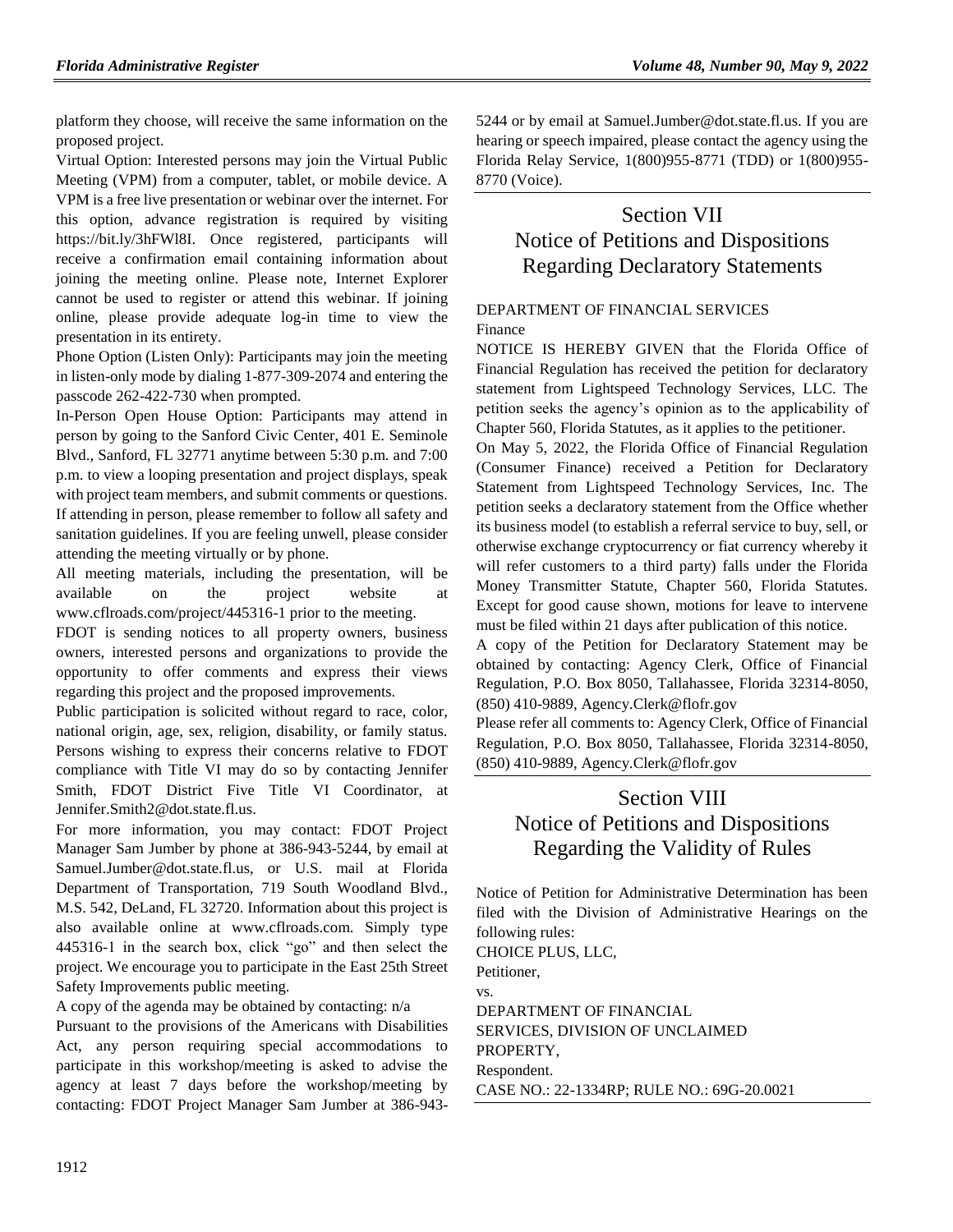platform they choose, will receive the same information on the proposed project.

Virtual Option: Interested persons may join the Virtual Public Meeting (VPM) from a computer, tablet, or mobile device. A VPM is a free live presentation or webinar over the internet. For this option, advance registration is required by visiting https://bit.ly/3hFWl8I. Once registered, participants will receive a confirmation email containing information about joining the meeting online. Please note, Internet Explorer cannot be used to register or attend this webinar. If joining online, please provide adequate log-in time to view the presentation in its entirety.

Phone Option (Listen Only): Participants may join the meeting in listen-only mode by dialing 1-877-309-2074 and entering the passcode 262-422-730 when prompted.

In-Person Open House Option: Participants may attend in person by going to the Sanford Civic Center, 401 E. Seminole Blvd., Sanford, FL 32771 anytime between 5:30 p.m. and 7:00 p.m. to view a looping presentation and project displays, speak with project team members, and submit comments or questions. If attending in person, please remember to follow all safety and sanitation guidelines. If you are feeling unwell, please consider attending the meeting virtually or by phone.

All meeting materials, including the presentation, will be available on the project website at www.cflroads.com/project/445316-1 prior to the meeting.

FDOT is sending notices to all property owners, business owners, interested persons and organizations to provide the opportunity to offer comments and express their views regarding this project and the proposed improvements.

Public participation is solicited without regard to race, color, national origin, age, sex, religion, disability, or family status. Persons wishing to express their concerns relative to FDOT compliance with Title VI may do so by contacting Jennifer Smith, FDOT District Five Title VI Coordinator, at Jennifer.Smith2@dot.state.fl.us.

For more information, you may contact: FDOT Project Manager Sam Jumber by phone at 386-943-5244, by email at Samuel.Jumber@dot.state.fl.us, or U.S. mail at Florida Department of Transportation, 719 South Woodland Blvd., M.S. 542, DeLand, FL 32720. Information about this project is also available online at www.cflroads.com. Simply type 445316-1 in the search box, click "go" and then select the project. We encourage you to participate in the East 25th Street Safety Improvements public meeting.

A copy of the agenda may be obtained by contacting: n/a

Pursuant to the provisions of the Americans with Disabilities Act, any person requiring special accommodations to participate in this workshop/meeting is asked to advise the agency at least 7 days before the workshop/meeting by contacting: FDOT Project Manager Sam Jumber at 386-943-5244 or by email at Samuel.Jumber@dot.state.fl.us. If you are hearing or speech impaired, please contact the agency using the Florida Relay Service, 1(800)955-8771 (TDD) or 1(800)955-8770 (Voice).

# Section VII Notice of Petitions and Dispositions Regarding Declaratory Statements

DEPARTMENT OF FINANCIAL SERVICES

Finance

NOTICE IS HEREBY GIVEN that the Florida Office of Financial Regulation has received the petition for declaratory statement from Lightspeed Technology Services, LLC. The petition seeks the agency's opinion as to the applicability of Chapter 560, Florida Statutes, as it applies to the petitioner.

On May 5, 2022, the Florida Office of Financial Regulation (Consumer Finance) received a Petition for Declaratory Statement from Lightspeed Technology Services, Inc. The petition seeks a declaratory statement from the Office whether its business model (to establish a referral service to buy, sell, or otherwise exchange cryptocurrency or fiat currency whereby it will refer customers to a third party) falls under the Florida Money Transmitter Statute, Chapter 560, Florida Statutes. Except for good cause shown, motions for leave to intervene must be filed within 21 days after publication of this notice.

A copy of the Petition for Declaratory Statement may be obtained by contacting: Agency Clerk, Office of Financial Regulation, P.O. Box 8050, Tallahassee, Florida 32314-8050, (850) 410-9889, Agency.Clerk@flofr.gov

Please refer all comments to: Agency Clerk, Office of Financial Regulation, P.O. Box 8050, Tallahassee, Florida 32314-8050, (850) 410-9889, Agency.Clerk@flofr.gov

# Section VIII Notice of Petitions and Dispositions Regarding the Validity of Rules

Notice of Petition for Administrative Determination has been filed with the Division of Administrative Hearings on the following rules:

CHOICE PLUS, LLC,
Petitioner,
vs.
DEPARTMENT OF FINANCIAL SERVICES, DIVISION OF UNCLAIMED PROPERTY,
Respondent.
CASE NO.: 22-1334RP; RULE NO.: 69G-20.0021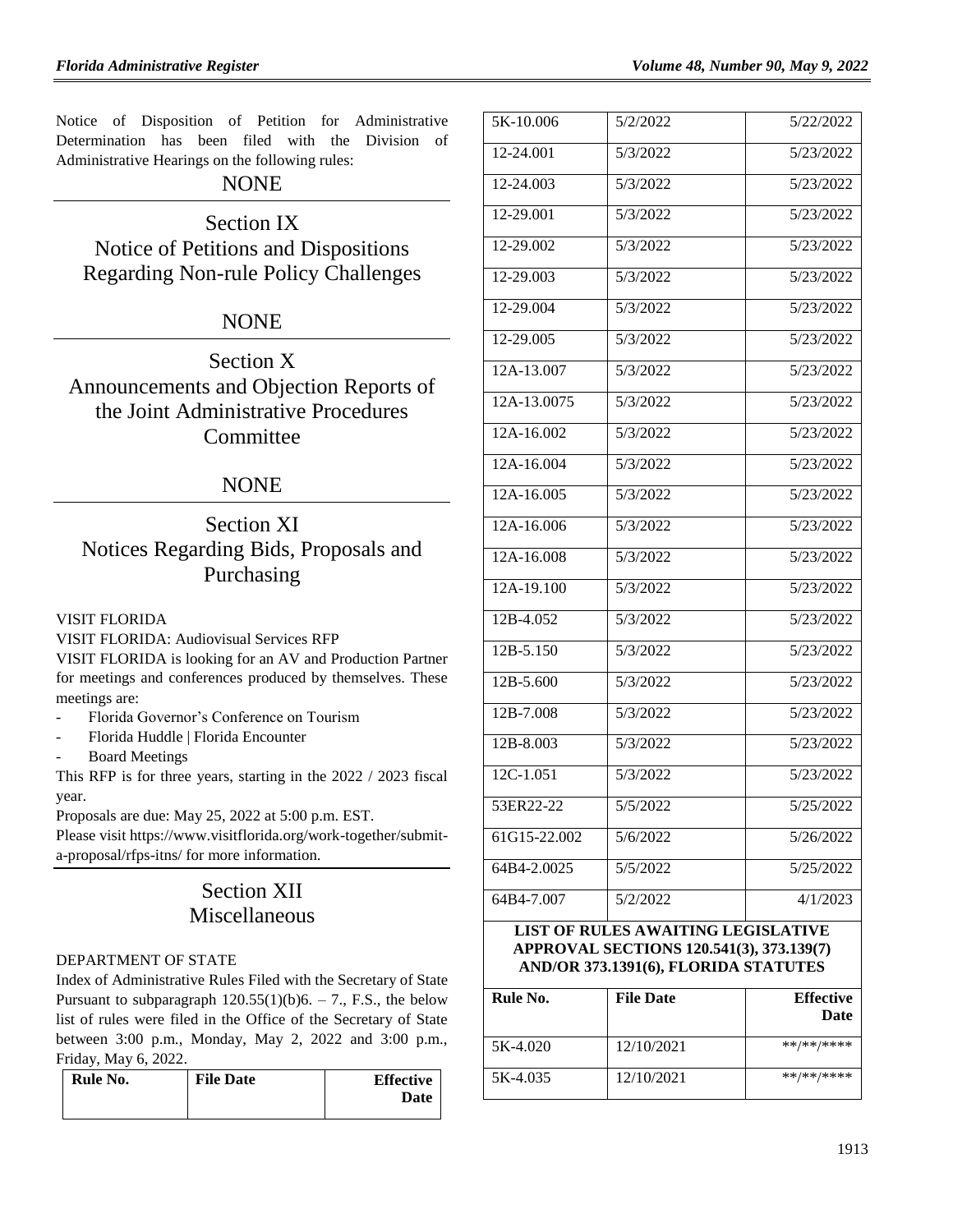Notice of Disposition of Petition for Administrative Determination has been filed with the Division of Administrative Hearings on the following rules:

NONE

## Section IX
## Notice of Petitions and Dispositions Regarding Non-rule Policy Challenges

NONE

## Section X
## Announcements and Objection Reports of the Joint Administrative Procedures Committee

NONE

## Section XI
## Notices Regarding Bids, Proposals and Purchasing

VISIT FLORIDA

VISIT FLORIDA: Audiovisual Services RFP

VISIT FLORIDA is looking for an AV and Production Partner for meetings and conferences produced by themselves. These meetings are:

- Florida Governor's Conference on Tourism
- Florida Huddle | Florida Encounter
- Board Meetings

This RFP is for three years, starting in the 2022 / 2023 fiscal year.

Proposals are due: May 25, 2022 at 5:00 p.m. EST.

Please visit https://www.visitflorida.org/work-together/submit-a-proposal/rfps-itns/ for more information.

## Section XII
## Miscellaneous

DEPARTMENT OF STATE

Index of Administrative Rules Filed with the Secretary of State Pursuant to subparagraph 120.55(1)(b)6. – 7., F.S., the below list of rules were filed in the Office of the Secretary of State between 3:00 p.m., Monday, May 2, 2022 and 3:00 p.m., Friday, May 6, 2022.

| Rule No. | File Date | Effective Date |
|---|---|---|
| 5K-10.006 | 5/2/2022 | 5/22/2022 |
| 12-24.001 | 5/3/2022 | 5/23/2022 |
| 12-24.003 | 5/3/2022 | 5/23/2022 |
| 12-29.001 | 5/3/2022 | 5/23/2022 |
| 12-29.002 | 5/3/2022 | 5/23/2022 |
| 12-29.003 | 5/3/2022 | 5/23/2022 |
| 12-29.004 | 5/3/2022 | 5/23/2022 |
| 12-29.005 | 5/3/2022 | 5/23/2022 |
| 12A-13.007 | 5/3/2022 | 5/23/2022 |
| 12A-13.0075 | 5/3/2022 | 5/23/2022 |
| 12A-16.002 | 5/3/2022 | 5/23/2022 |
| 12A-16.004 | 5/3/2022 | 5/23/2022 |
| 12A-16.005 | 5/3/2022 | 5/23/2022 |
| 12A-16.006 | 5/3/2022 | 5/23/2022 |
| 12A-16.008 | 5/3/2022 | 5/23/2022 |
| 12A-19.100 | 5/3/2022 | 5/23/2022 |
| 12B-4.052 | 5/3/2022 | 5/23/2022 |
| 12B-5.150 | 5/3/2022 | 5/23/2022 |
| 12B-5.600 | 5/3/2022 | 5/23/2022 |
| 12B-7.008 | 5/3/2022 | 5/23/2022 |
| 12B-8.003 | 5/3/2022 | 5/23/2022 |
| 12C-1.051 | 5/3/2022 | 5/23/2022 |
| 53ER22-22 | 5/5/2022 | 5/25/2022 |
| 61G15-22.002 | 5/6/2022 | 5/26/2022 |
| 64B4-2.0025 | 5/5/2022 | 5/25/2022 |
| 64B4-7.007 | 5/2/2022 | 4/1/2023 |

**LIST OF RULES AWAITING LEGISLATIVE APPROVAL SECTIONS 120.541(3), 373.139(7) AND/OR 373.1391(6), FLORIDA STATUTES**

| Rule No. | File Date | Effective Date |
|---|---|---|
| 5K-4.020 | 12/10/2021 | **/**/**** |
| 5K-4.035 | 12/10/2021 | **/**/**** |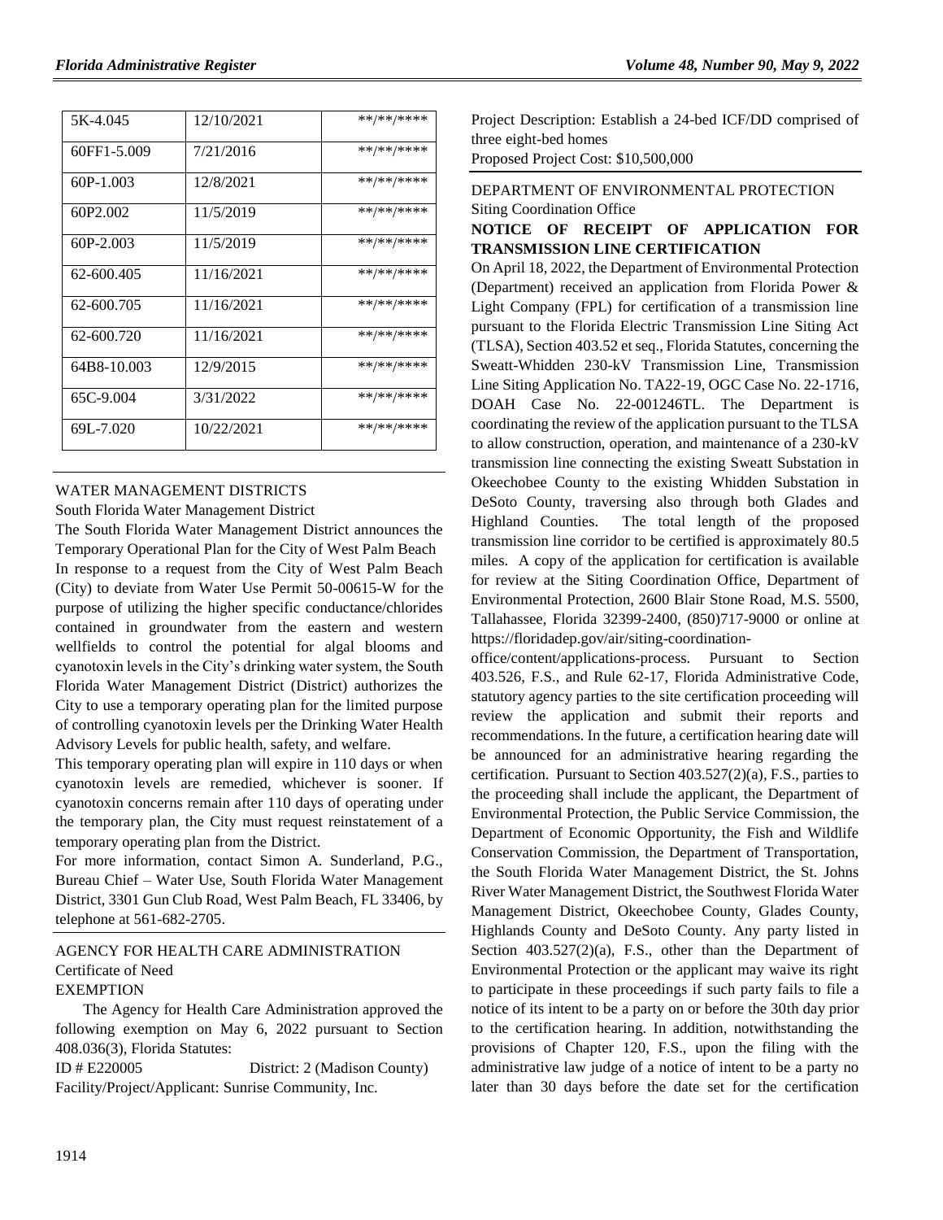| 5K-4.045 | 12/10/2021 | \*\*/\*\*/\*\*\*\* |
|---|---|---|
| 60FF1-5.009 | 7/21/2016 | \*\*/\*\*/\*\*\*\* |
| 60P-1.003 | 12/8/2021 | \*\*/\*\*/\*\*\*\* |
| 60P2.002 | 11/5/2019 | \*\*/\*\*/\*\*\*\* |
| 60P-2.003 | 11/5/2019 | \*\*/\*\*/\*\*\*\* |
| 62-600.405 | 11/16/2021 | \*\*/\*\*/\*\*\*\* |
| 62-600.705 | 11/16/2021 | \*\*/\*\*/\*\*\*\* |
| 62-600.720 | 11/16/2021 | \*\*/\*\*/\*\*\*\* |
| 64B8-10.003 | 12/9/2015 | \*\*/\*\*/\*\*\*\* |
| 65C-9.004 | 3/31/2022 | \*\*/\*\*/\*\*\*\* |
| 69L-7.020 | 10/22/2021 | \*\*/\*\*/\*\*\*\* |

WATER MANAGEMENT DISTRICTS

South Florida Water Management District

The South Florida Water Management District announces the Temporary Operational Plan for the City of West Palm Beach

In response to a request from the City of West Palm Beach (City) to deviate from Water Use Permit 50-00615-W for the purpose of utilizing the higher specific conductance/chlorides contained in groundwater from the eastern and western wellfields to control the potential for algal blooms and cyanotoxin levels in the City's drinking water system, the South Florida Water Management District (District) authorizes the City to use a temporary operating plan for the limited purpose of controlling cyanotoxin levels per the Drinking Water Health Advisory Levels for public health, safety, and welfare.

This temporary operating plan will expire in 110 days or when cyanotoxin levels are remedied, whichever is sooner. If cyanotoxin concerns remain after 110 days of operating under the temporary plan, the City must request reinstatement of a temporary operating plan from the District.

For more information, contact Simon A. Sunderland, P.G., Bureau Chief – Water Use, South Florida Water Management District, 3301 Gun Club Road, West Palm Beach, FL 33406, by telephone at 561-682-2705.

AGENCY FOR HEALTH CARE ADMINISTRATION

Certificate of Need

EXEMPTION

The Agency for Health Care Administration approved the following exemption on May 6, 2022 pursuant to Section 408.036(3), Florida Statutes:

ID # E220005 District: 2 (Madison County)

Facility/Project/Applicant: Sunrise Community, Inc.

Project Description: Establish a 24-bed ICF/DD comprised of three eight-bed homes

Proposed Project Cost: $10,500,000

DEPARTMENT OF ENVIRONMENTAL PROTECTION

Siting Coordination Office

**NOTICE OF RECEIPT OF APPLICATION FOR TRANSMISSION LINE CERTIFICATION**

On April 18, 2022, the Department of Environmental Protection (Department) received an application from Florida Power & Light Company (FPL) for certification of a transmission line pursuant to the Florida Electric Transmission Line Siting Act (TLSA), Section 403.52 et seq., Florida Statutes, concerning the Sweatt-Whidden 230-kV Transmission Line, Transmission Line Siting Application No. TA22-19, OGC Case No. 22-1716, DOAH Case No. 22-001246TL. The Department is coordinating the review of the application pursuant to the TLSA to allow construction, operation, and maintenance of a 230-kV transmission line connecting the existing Sweatt Substation in Okeechobee County to the existing Whidden Substation in DeSoto County, traversing also through both Glades and Highland Counties. The total length of the proposed transmission line corridor to be certified is approximately 80.5 miles. A copy of the application for certification is available for review at the Siting Coordination Office, Department of Environmental Protection, 2600 Blair Stone Road, M.S. 5500, Tallahassee, Florida 32399-2400, (850)717-9000 or online at https://floridadep.gov/air/siting-coordination-office/content/applications-process. Pursuant to Section 403.526, F.S., and Rule 62-17, Florida Administrative Code, statutory agency parties to the site certification proceeding will review the application and submit their reports and recommendations. In the future, a certification hearing date will be announced for an administrative hearing regarding the certification. Pursuant to Section 403.527(2)(a), F.S., parties to the proceeding shall include the applicant, the Department of Environmental Protection, the Public Service Commission, the Department of Economic Opportunity, the Fish and Wildlife Conservation Commission, the Department of Transportation, the South Florida Water Management District, the St. Johns River Water Management District, the Southwest Florida Water Management District, Okeechobee County, Glades County, Highlands County and DeSoto County. Any party listed in Section 403.527(2)(a), F.S., other than the Department of Environmental Protection or the applicant may waive its right to participate in these proceedings if such party fails to file a notice of its intent to be a party on or before the 30th day prior to the certification hearing. In addition, notwithstanding the provisions of Chapter 120, F.S., upon the filing with the administrative law judge of a notice of intent to be a party no later than 30 days before the date set for the certification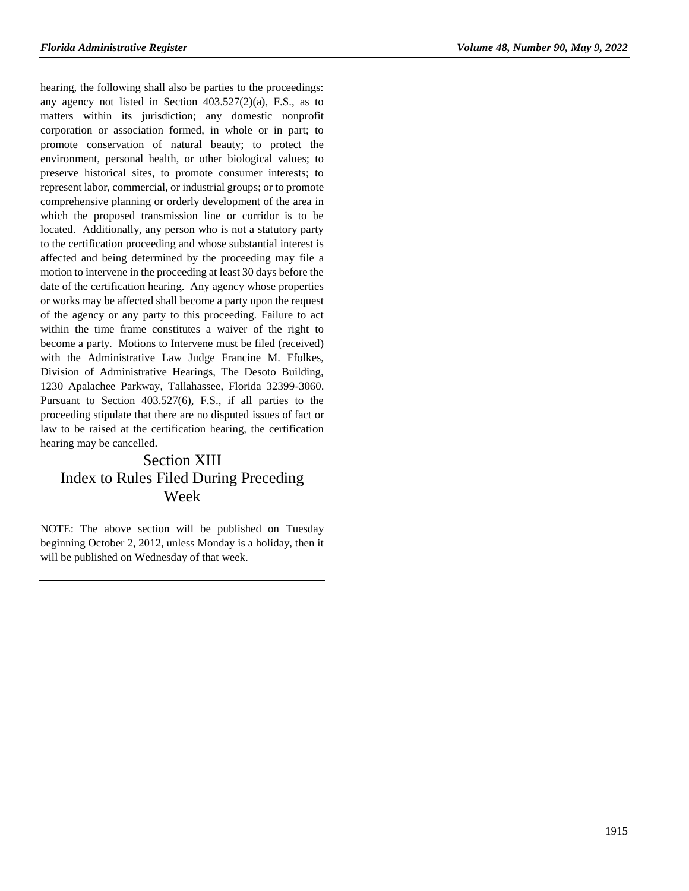hearing, the following shall also be parties to the proceedings: any agency not listed in Section 403.527(2)(a), F.S., as to matters within its jurisdiction; any domestic nonprofit corporation or association formed, in whole or in part; to promote conservation of natural beauty; to protect the environment, personal health, or other biological values; to preserve historical sites, to promote consumer interests; to represent labor, commercial, or industrial groups; or to promote comprehensive planning or orderly development of the area in which the proposed transmission line or corridor is to be located. Additionally, any person who is not a statutory party to the certification proceeding and whose substantial interest is affected and being determined by the proceeding may file a motion to intervene in the proceeding at least 30 days before the date of the certification hearing. Any agency whose properties or works may be affected shall become a party upon the request of the agency or any party to this proceeding. Failure to act within the time frame constitutes a waiver of the right to become a party. Motions to Intervene must be filed (received) with the Administrative Law Judge Francine M. Ffolkes, Division of Administrative Hearings, The Desoto Building, 1230 Apalachee Parkway, Tallahassee, Florida 32399-3060. Pursuant to Section 403.527(6), F.S., if all parties to the proceeding stipulate that there are no disputed issues of fact or law to be raised at the certification hearing, the certification hearing may be cancelled.

# Section XIII Index to Rules Filed During Preceding Week

NOTE: The above section will be published on Tuesday beginning October 2, 2012, unless Monday is a holiday, then it will be published on Wednesday of that week.